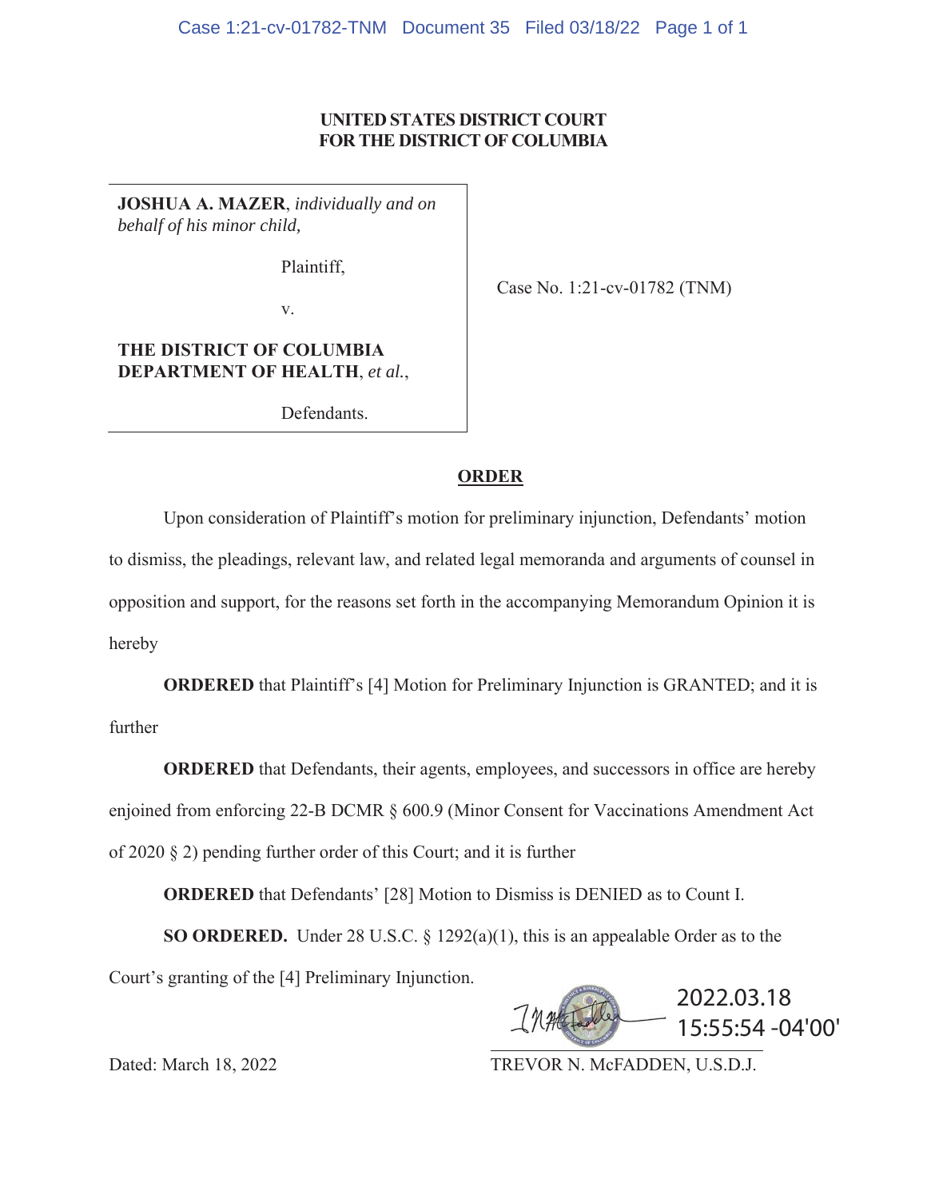**UNITED STATES DISTRICT COURT**
**FOR THE DISTRICT OF COLUMBIA**

**JOSHUA A. MAZER**, *individually and on behalf of his minor child,*

Plaintiff,

v.

**THE DISTRICT OF COLUMBIA DEPARTMENT OF HEALTH**, *et al.*,

Defendants.

Case No. 1:21-cv-01782 (TNM)

## ORDER

Upon consideration of Plaintiff's motion for preliminary injunction, Defendants' motion to dismiss, the pleadings, relevant law, and related legal memoranda and arguments of counsel in opposition and support, for the reasons set forth in the accompanying Memorandum Opinion it is hereby

**ORDERED** that Plaintiff's [4] Motion for Preliminary Injunction is GRANTED; and it is further

**ORDERED** that Defendants, their agents, employees, and successors in office are hereby enjoined from enforcing 22-B DCMR § 600.9 (Minor Consent for Vaccinations Amendment Act of 2020 § 2) pending further order of this Court; and it is further

**ORDERED** that Defendants' [28] Motion to Dismiss is DENIED as to Count I.

**SO ORDERED.** Under 28 U.S.C. § 1292(a)(1), this is an appealable Order as to the Court's granting of the [4] Preliminary Injunction.

2022.03.18
15:55:54 -04'00'

Dated: March 18, 2022

TREVOR N. McFADDEN, U.S.D.J.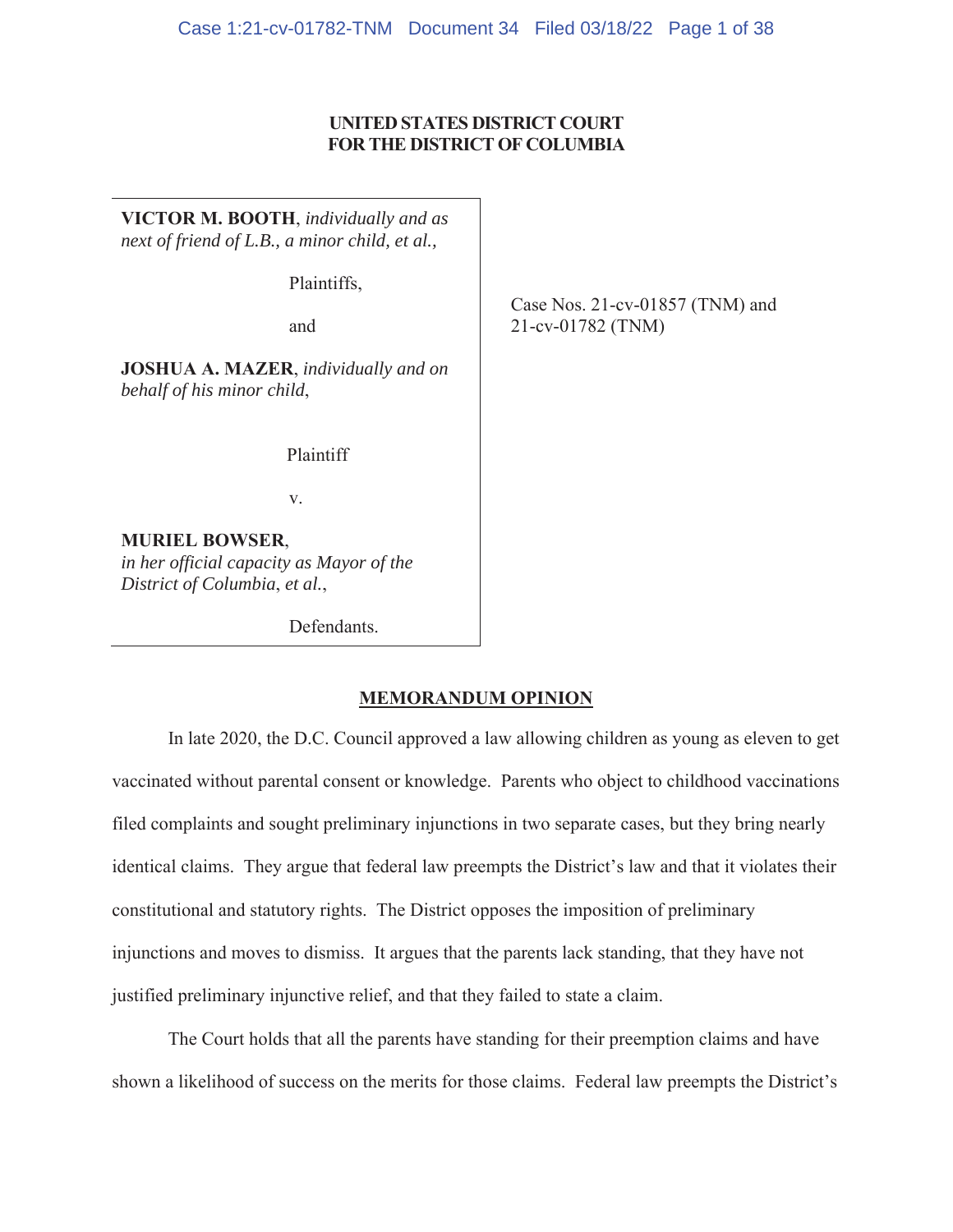**UNITED STATES DISTRICT COURT**
**FOR THE DISTRICT OF COLUMBIA**

**VICTOR M. BOOTH**, *individually and as next of friend of L.B., a minor child, et al.,*

Plaintiffs,

and

**JOSHUA A. MAZER**, *individually and on behalf of his minor child*,

Plaintiff

v.

**MURIEL BOWSER**, *in her official capacity as Mayor of the District of Columbia*, *et al.*,

Defendants.

Case Nos. 21-cv-01857 (TNM) and 21-cv-01782 (TNM)

## MEMORANDUM OPINION

In late 2020, the D.C. Council approved a law allowing children as young as eleven to get vaccinated without parental consent or knowledge. Parents who object to childhood vaccinations filed complaints and sought preliminary injunctions in two separate cases, but they bring nearly identical claims. They argue that federal law preempts the District's law and that it violates their constitutional and statutory rights. The District opposes the imposition of preliminary injunctions and moves to dismiss. It argues that the parents lack standing, that they have not justified preliminary injunctive relief, and that they failed to state a claim.

The Court holds that all the parents have standing for their preemption claims and have shown a likelihood of success on the merits for those claims. Federal law preempts the District's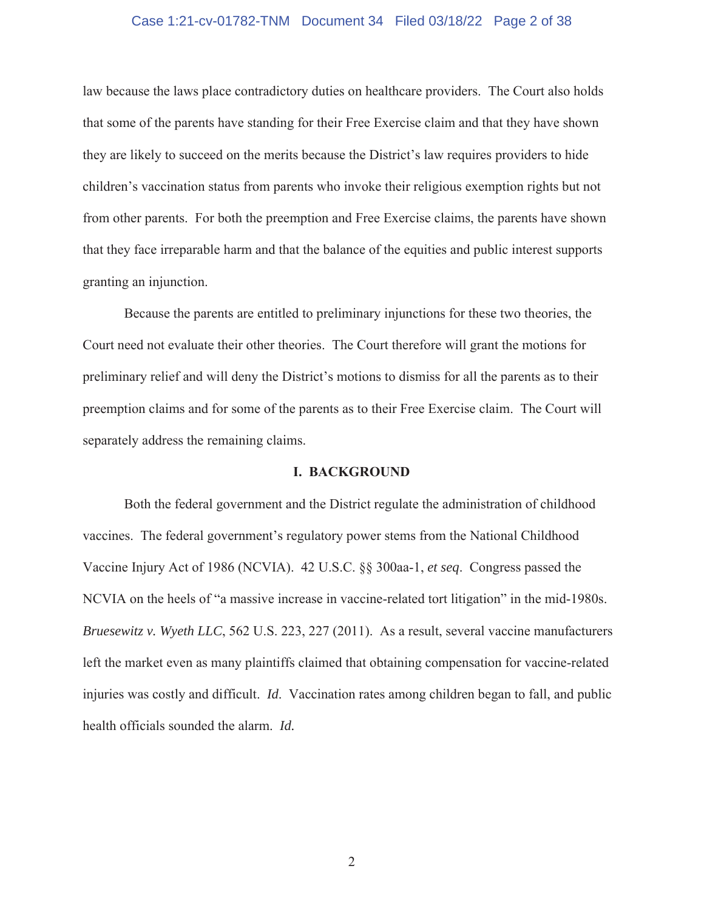law because the laws place contradictory duties on healthcare providers. The Court also holds that some of the parents have standing for their Free Exercise claim and that they have shown they are likely to succeed on the merits because the District's law requires providers to hide children's vaccination status from parents who invoke their religious exemption rights but not from other parents. For both the preemption and Free Exercise claims, the parents have shown that they face irreparable harm and that the balance of the equities and public interest supports granting an injunction.

Because the parents are entitled to preliminary injunctions for these two theories, the Court need not evaluate their other theories. The Court therefore will grant the motions for preliminary relief and will deny the District's motions to dismiss for all the parents as to their preemption claims and for some of the parents as to their Free Exercise claim. The Court will separately address the remaining claims.

## I. BACKGROUND

Both the federal government and the District regulate the administration of childhood vaccines. The federal government's regulatory power stems from the National Childhood Vaccine Injury Act of 1986 (NCVIA). 42 U.S.C. §§ 300aa-1, *et seq*. Congress passed the NCVIA on the heels of "a massive increase in vaccine-related tort litigation" in the mid-1980s. *Bruesewitz v. Wyeth LLC*, 562 U.S. 223, 227 (2011). As a result, several vaccine manufacturers left the market even as many plaintiffs claimed that obtaining compensation for vaccine-related injuries was costly and difficult. *Id*. Vaccination rates among children began to fall, and public health officials sounded the alarm. *Id.*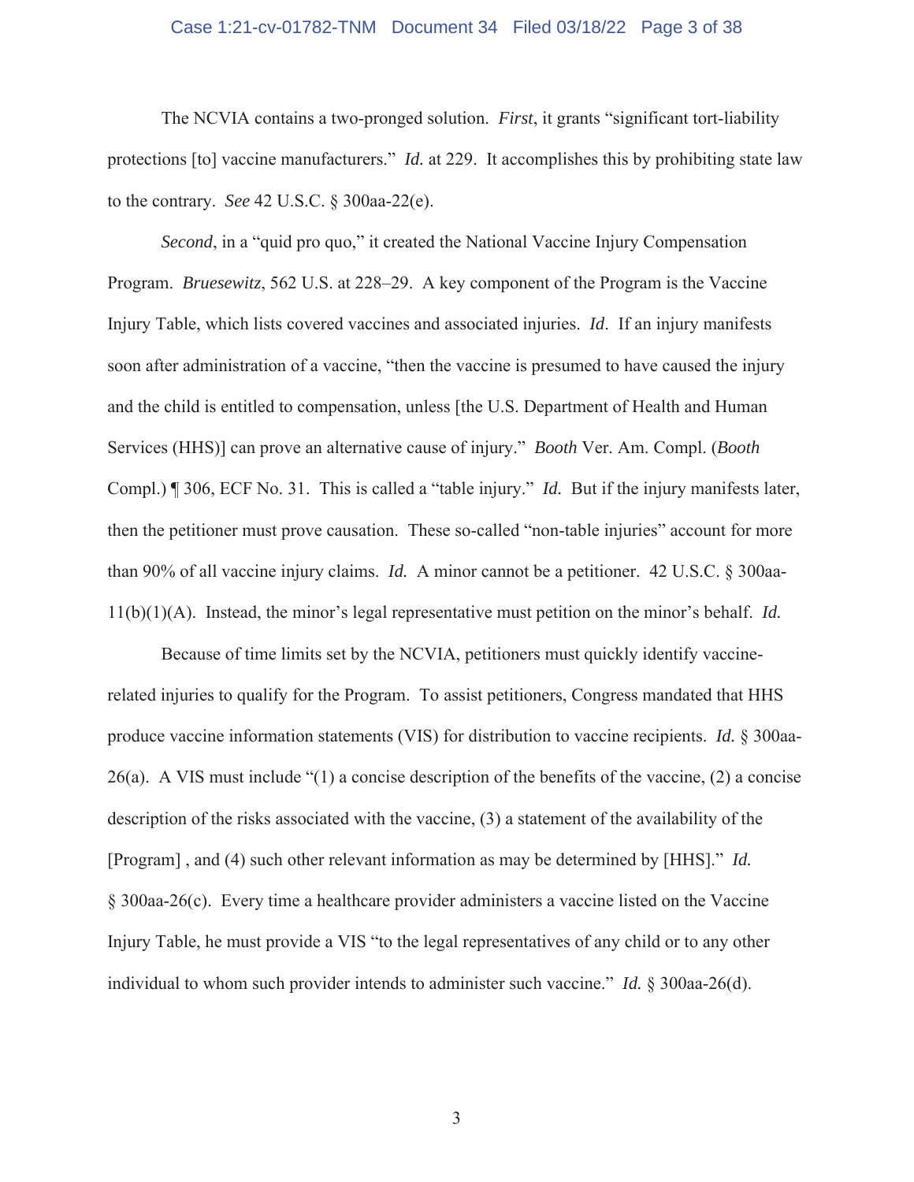The NCVIA contains a two-pronged solution. *First*, it grants "significant tort-liability protections [to] vaccine manufacturers." *Id.* at 229. It accomplishes this by prohibiting state law to the contrary. *See* 42 U.S.C. § 300aa-22(e).

*Second*, in a "quid pro quo," it created the National Vaccine Injury Compensation Program. *Bruesewitz*, 562 U.S. at 228–29. A key component of the Program is the Vaccine Injury Table, which lists covered vaccines and associated injuries. *Id*. If an injury manifests soon after administration of a vaccine, "then the vaccine is presumed to have caused the injury and the child is entitled to compensation, unless [the U.S. Department of Health and Human Services (HHS)] can prove an alternative cause of injury." *Booth* Ver. Am. Compl. (*Booth* Compl.) ¶ 306, ECF No. 31. This is called a "table injury." *Id.* But if the injury manifests later, then the petitioner must prove causation. These so-called "non-table injuries" account for more than 90% of all vaccine injury claims. *Id.* A minor cannot be a petitioner. 42 U.S.C. § 300aa-11(b)(1)(A). Instead, the minor's legal representative must petition on the minor's behalf. *Id.*

Because of time limits set by the NCVIA, petitioners must quickly identify vaccine-related injuries to qualify for the Program. To assist petitioners, Congress mandated that HHS produce vaccine information statements (VIS) for distribution to vaccine recipients. *Id.* § 300aa-26(a). A VIS must include "(1) a concise description of the benefits of the vaccine, (2) a concise description of the risks associated with the vaccine, (3) a statement of the availability of the [Program] , and (4) such other relevant information as may be determined by [HHS]." *Id.* § 300aa-26(c). Every time a healthcare provider administers a vaccine listed on the Vaccine Injury Table, he must provide a VIS "to the legal representatives of any child or to any other individual to whom such provider intends to administer such vaccine." *Id.* § 300aa-26(d).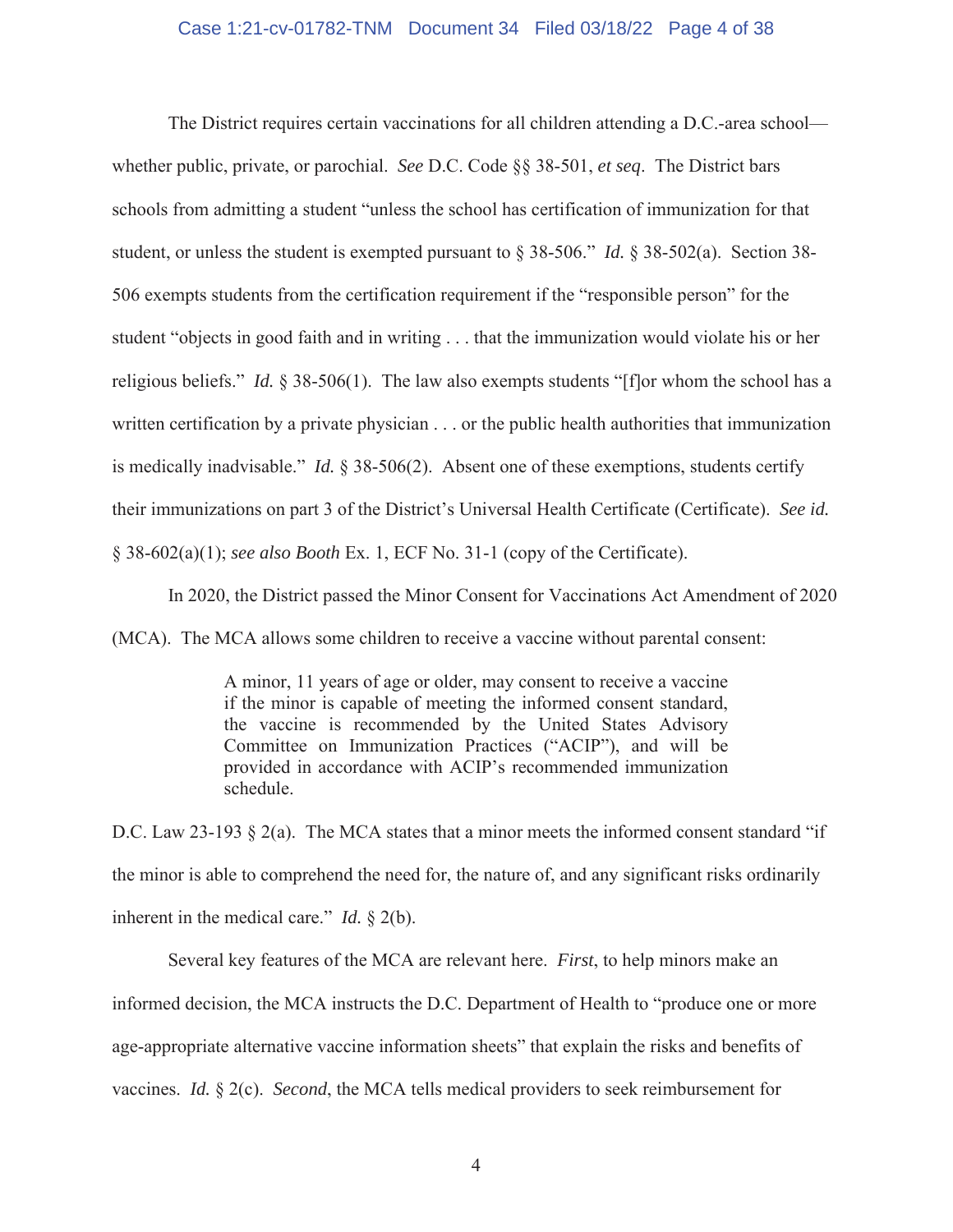The District requires certain vaccinations for all children attending a D.C.-area school—whether public, private, or parochial. *See* D.C. Code §§ 38-501, *et seq*. The District bars schools from admitting a student "unless the school has certification of immunization for that student, or unless the student is exempted pursuant to § 38-506." *Id.* § 38-502(a). Section 38-506 exempts students from the certification requirement if the "responsible person" for the student "objects in good faith and in writing . . . that the immunization would violate his or her religious beliefs." *Id.* § 38-506(1). The law also exempts students "[f]or whom the school has a written certification by a private physician . . . or the public health authorities that immunization is medically inadvisable." *Id.* § 38-506(2). Absent one of these exemptions, students certify their immunizations on part 3 of the District's Universal Health Certificate (Certificate). *See id.* § 38-602(a)(1); *see also Booth* Ex. 1, ECF No. 31-1 (copy of the Certificate).

In 2020, the District passed the Minor Consent for Vaccinations Act Amendment of 2020 (MCA). The MCA allows some children to receive a vaccine without parental consent:

> A minor, 11 years of age or older, may consent to receive a vaccine if the minor is capable of meeting the informed consent standard, the vaccine is recommended by the United States Advisory Committee on Immunization Practices ("ACIP"), and will be provided in accordance with ACIP's recommended immunization schedule.

D.C. Law 23-193 § 2(a). The MCA states that a minor meets the informed consent standard "if the minor is able to comprehend the need for, the nature of, and any significant risks ordinarily inherent in the medical care." *Id.* § 2(b).

Several key features of the MCA are relevant here. *First*, to help minors make an informed decision, the MCA instructs the D.C. Department of Health to "produce one or more age-appropriate alternative vaccine information sheets" that explain the risks and benefits of vaccines. *Id.* § 2(c). *Second*, the MCA tells medical providers to seek reimbursement for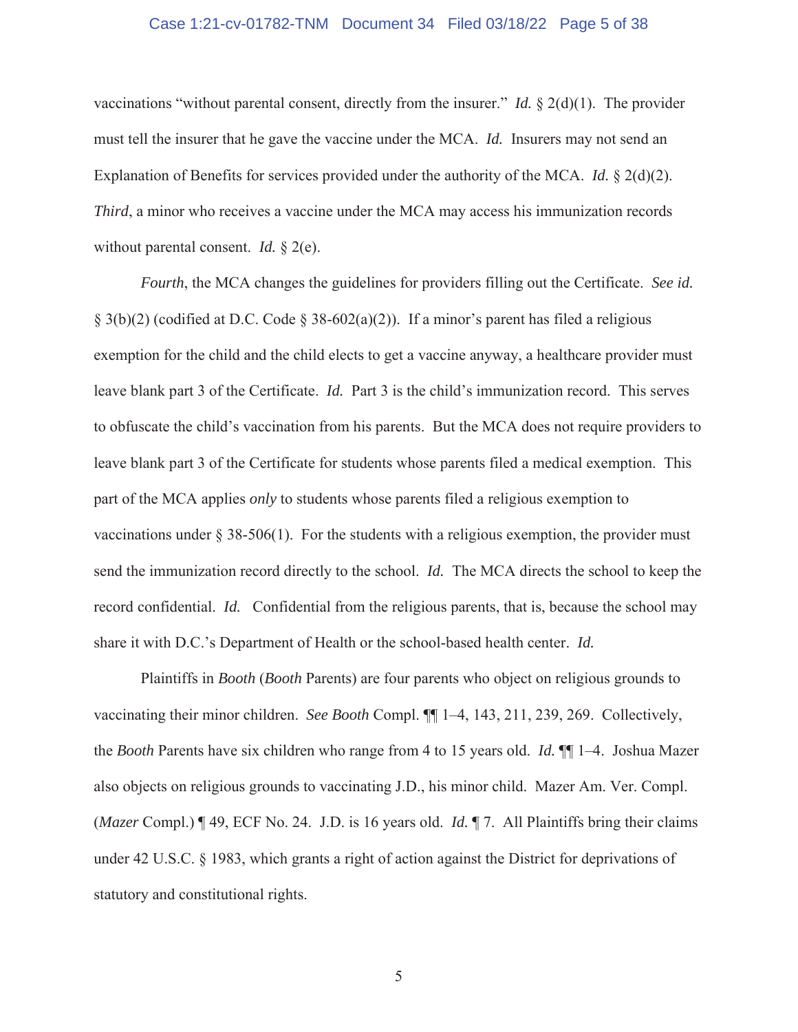vaccinations "without parental consent, directly from the insurer." *Id.* § 2(d)(1). The provider must tell the insurer that he gave the vaccine under the MCA. *Id.* Insurers may not send an Explanation of Benefits for services provided under the authority of the MCA. *Id.* § 2(d)(2). *Third*, a minor who receives a vaccine under the MCA may access his immunization records without parental consent. *Id.* § 2(e).

*Fourth*, the MCA changes the guidelines for providers filling out the Certificate. *See id.* § 3(b)(2) (codified at D.C. Code § 38-602(a)(2)). If a minor's parent has filed a religious exemption for the child and the child elects to get a vaccine anyway, a healthcare provider must leave blank part 3 of the Certificate. *Id.* Part 3 is the child's immunization record. This serves to obfuscate the child's vaccination from his parents. But the MCA does not require providers to leave blank part 3 of the Certificate for students whose parents filed a medical exemption. This part of the MCA applies *only* to students whose parents filed a religious exemption to vaccinations under § 38-506(1). For the students with a religious exemption, the provider must send the immunization record directly to the school. *Id.* The MCA directs the school to keep the record confidential. *Id.* Confidential from the religious parents, that is, because the school may share it with D.C.'s Department of Health or the school-based health center. *Id.*

Plaintiffs in *Booth* (*Booth* Parents) are four parents who object on religious grounds to vaccinating their minor children. *See Booth* Compl. ¶¶ 1–4, 143, 211, 239, 269. Collectively, the *Booth* Parents have six children who range from 4 to 15 years old. *Id.* ¶¶ 1–4. Joshua Mazer also objects on religious grounds to vaccinating J.D., his minor child. Mazer Am. Ver. Compl. (*Mazer* Compl.) ¶ 49, ECF No. 24. J.D. is 16 years old. *Id.* ¶ 7. All Plaintiffs bring their claims under 42 U.S.C. § 1983, which grants a right of action against the District for deprivations of statutory and constitutional rights.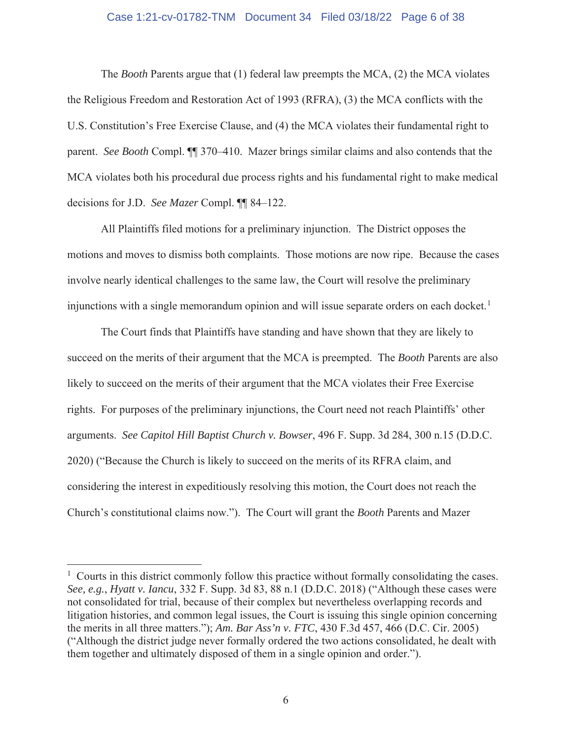The *Booth* Parents argue that (1) federal law preempts the MCA, (2) the MCA violates the Religious Freedom and Restoration Act of 1993 (RFRA), (3) the MCA conflicts with the U.S. Constitution's Free Exercise Clause, and (4) the MCA violates their fundamental right to parent. *See Booth* Compl. ¶¶ 370–410. Mazer brings similar claims and also contends that the MCA violates both his procedural due process rights and his fundamental right to make medical decisions for J.D. *See Mazer* Compl. ¶¶ 84–122.

All Plaintiffs filed motions for a preliminary injunction. The District opposes the motions and moves to dismiss both complaints. Those motions are now ripe. Because the cases involve nearly identical challenges to the same law, the Court will resolve the preliminary injunctions with a single memorandum opinion and will issue separate orders on each docket.[1]

The Court finds that Plaintiffs have standing and have shown that they are likely to succeed on the merits of their argument that the MCA is preempted. The *Booth* Parents are also likely to succeed on the merits of their argument that the MCA violates their Free Exercise rights. For purposes of the preliminary injunctions, the Court need not reach Plaintiffs' other arguments. *See Capitol Hill Baptist Church v. Bowser*, 496 F. Supp. 3d 284, 300 n.15 (D.D.C. 2020) ("Because the Church is likely to succeed on the merits of its RFRA claim, and considering the interest in expeditiously resolving this motion, the Court does not reach the Church's constitutional claims now."). The Court will grant the *Booth* Parents and Mazer

---

[1] Courts in this district commonly follow this practice without formally consolidating the cases. *See, e.g.*, *Hyatt v. Iancu*, 332 F. Supp. 3d 83, 88 n.1 (D.D.C. 2018) ("Although these cases were not consolidated for trial, because of their complex but nevertheless overlapping records and litigation histories, and common legal issues, the Court is issuing this single opinion concerning the merits in all three matters."); *Am. Bar Ass'n v. FTC*, 430 F.3d 457, 466 (D.C. Cir. 2005) ("Although the district judge never formally ordered the two actions consolidated, he dealt with them together and ultimately disposed of them in a single opinion and order.").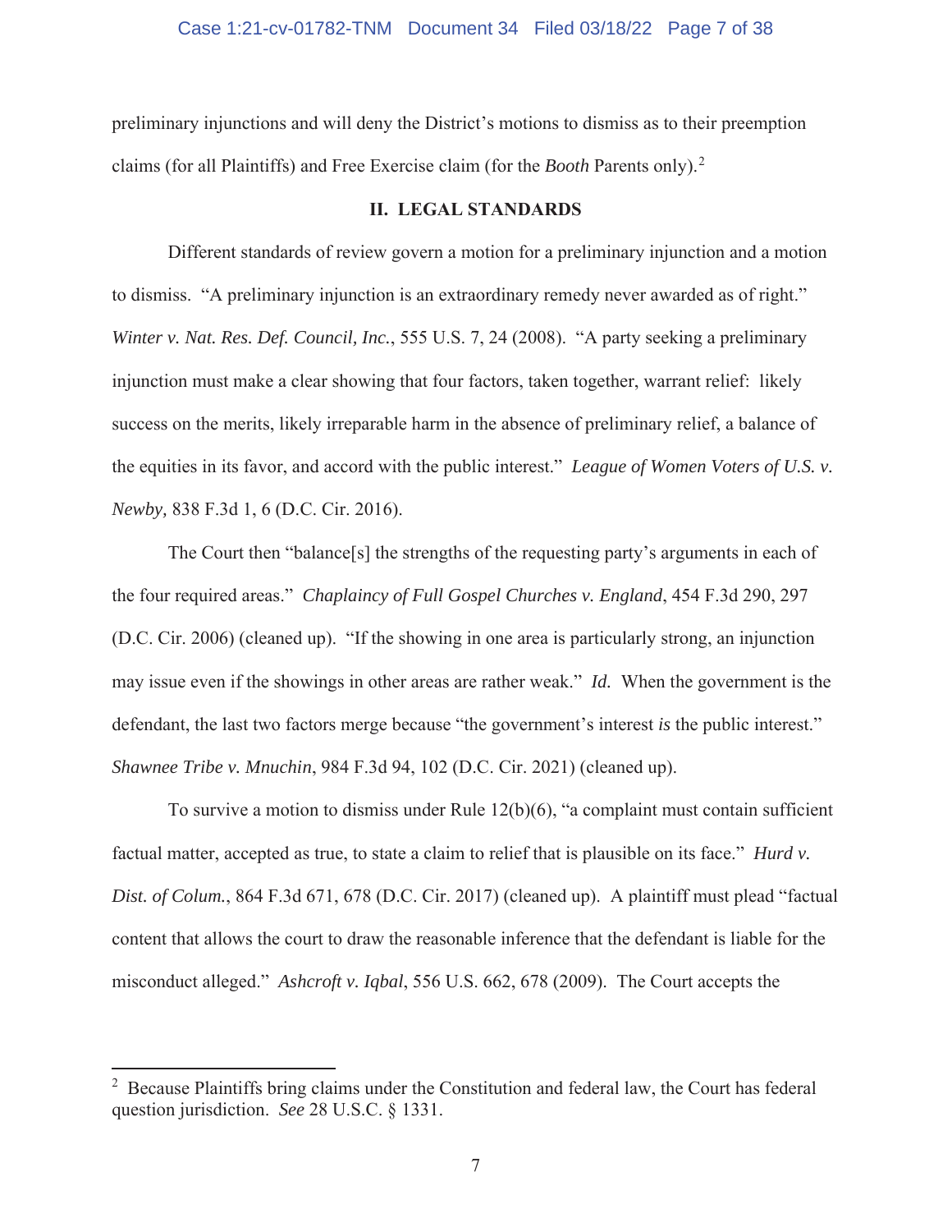preliminary injunctions and will deny the District's motions to dismiss as to their preemption claims (for all Plaintiffs) and Free Exercise claim (for the *Booth* Parents only).[2]

## II. LEGAL STANDARDS

Different standards of review govern a motion for a preliminary injunction and a motion to dismiss. "A preliminary injunction is an extraordinary remedy never awarded as of right." *Winter v. Nat. Res. Def. Council, Inc.*, 555 U.S. 7, 24 (2008). "A party seeking a preliminary injunction must make a clear showing that four factors, taken together, warrant relief: likely success on the merits, likely irreparable harm in the absence of preliminary relief, a balance of the equities in its favor, and accord with the public interest." *League of Women Voters of U.S. v. Newby,* 838 F.3d 1, 6 (D.C. Cir. 2016).

The Court then "balance[s] the strengths of the requesting party's arguments in each of the four required areas." *Chaplaincy of Full Gospel Churches v. England*, 454 F.3d 290, 297 (D.C. Cir. 2006) (cleaned up). "If the showing in one area is particularly strong, an injunction may issue even if the showings in other areas are rather weak." *Id.* When the government is the defendant, the last two factors merge because "the government's interest *is* the public interest." *Shawnee Tribe v. Mnuchin*, 984 F.3d 94, 102 (D.C. Cir. 2021) (cleaned up).

To survive a motion to dismiss under Rule 12(b)(6), "a complaint must contain sufficient factual matter, accepted as true, to state a claim to relief that is plausible on its face." *Hurd v. Dist. of Colum.*, 864 F.3d 671, 678 (D.C. Cir. 2017) (cleaned up). A plaintiff must plead "factual content that allows the court to draw the reasonable inference that the defendant is liable for the misconduct alleged." *Ashcroft v. Iqbal*, 556 U.S. 662, 678 (2009). The Court accepts the

---

[2] Because Plaintiffs bring claims under the Constitution and federal law, the Court has federal question jurisdiction. *See* 28 U.S.C. § 1331.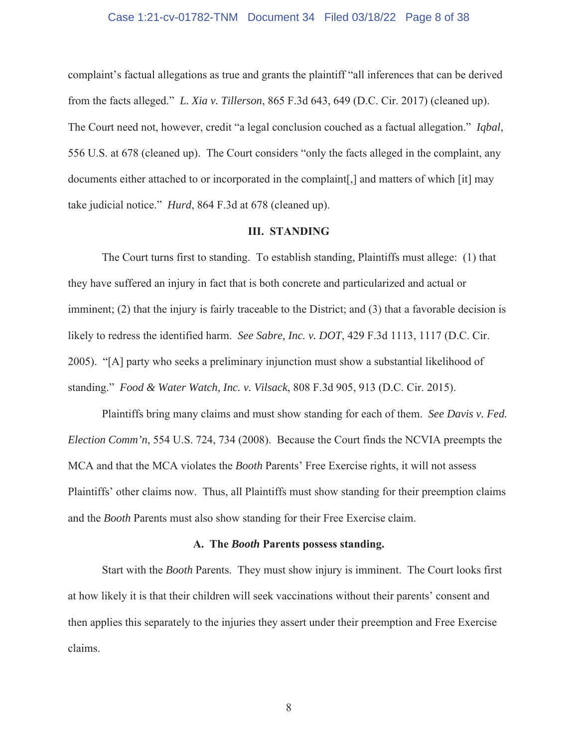complaint's factual allegations as true and grants the plaintiff "all inferences that can be derived from the facts alleged." *L. Xia v. Tillerson*, 865 F.3d 643, 649 (D.C. Cir. 2017) (cleaned up). The Court need not, however, credit "a legal conclusion couched as a factual allegation." *Iqbal*, 556 U.S. at 678 (cleaned up). The Court considers "only the facts alleged in the complaint, any documents either attached to or incorporated in the complaint[,] and matters of which [it] may take judicial notice." *Hurd*, 864 F.3d at 678 (cleaned up).

## III. STANDING

The Court turns first to standing. To establish standing, Plaintiffs must allege: (1) that they have suffered an injury in fact that is both concrete and particularized and actual or imminent; (2) that the injury is fairly traceable to the District; and (3) that a favorable decision is likely to redress the identified harm. *See Sabre, Inc. v. DOT*, 429 F.3d 1113, 1117 (D.C. Cir. 2005). "[A] party who seeks a preliminary injunction must show a substantial likelihood of standing." *Food & Water Watch, Inc. v. Vilsack*, 808 F.3d 905, 913 (D.C. Cir. 2015).

Plaintiffs bring many claims and must show standing for each of them. *See Davis v. Fed. Election Comm'n*, 554 U.S. 724, 734 (2008). Because the Court finds the NCVIA preempts the MCA and that the MCA violates the *Booth* Parents' Free Exercise rights, it will not assess Plaintiffs' other claims now. Thus, all Plaintiffs must show standing for their preemption claims and the *Booth* Parents must also show standing for their Free Exercise claim.

### A. The *Booth* Parents possess standing.

Start with the *Booth* Parents. They must show injury is imminent. The Court looks first at how likely it is that their children will seek vaccinations without their parents' consent and then applies this separately to the injuries they assert under their preemption and Free Exercise claims.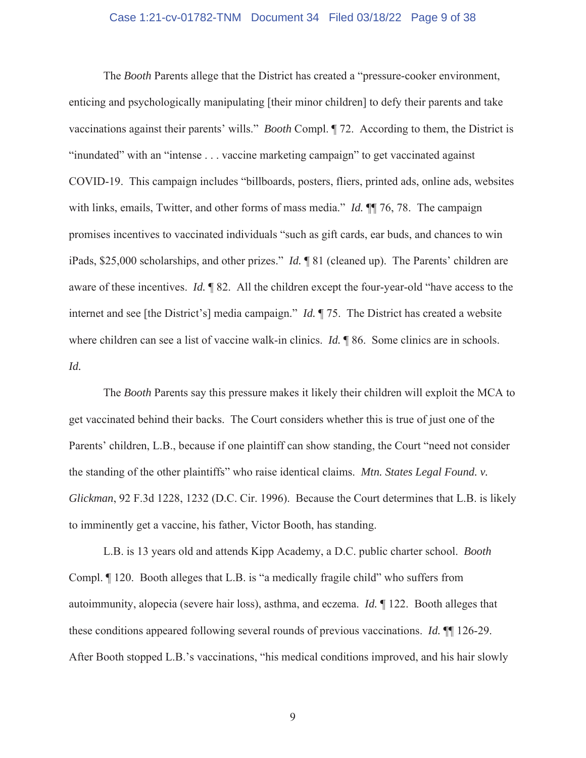The *Booth* Parents allege that the District has created a "pressure-cooker environment, enticing and psychologically manipulating [their minor children] to defy their parents and take vaccinations against their parents' wills." *Booth* Compl. ¶ 72. According to them, the District is "inundated" with an "intense . . . vaccine marketing campaign" to get vaccinated against COVID-19. This campaign includes "billboards, posters, fliers, printed ads, online ads, websites with links, emails, Twitter, and other forms of mass media." *Id.* ¶¶ 76, 78. The campaign promises incentives to vaccinated individuals "such as gift cards, ear buds, and chances to win iPads, $25,000 scholarships, and other prizes." *Id.* ¶ 81 (cleaned up). The Parents' children are aware of these incentives. *Id.* ¶ 82. All the children except the four-year-old "have access to the internet and see [the District's] media campaign." *Id.* ¶ 75. The District has created a website where children can see a list of vaccine walk-in clinics. *Id.* ¶ 86. Some clinics are in schools. *Id.*

The *Booth* Parents say this pressure makes it likely their children will exploit the MCA to get vaccinated behind their backs. The Court considers whether this is true of just one of the Parents' children, L.B., because if one plaintiff can show standing, the Court "need not consider the standing of the other plaintiffs" who raise identical claims. *Mtn. States Legal Found. v. Glickman*, 92 F.3d 1228, 1232 (D.C. Cir. 1996). Because the Court determines that L.B. is likely to imminently get a vaccine, his father, Victor Booth, has standing.

L.B. is 13 years old and attends Kipp Academy, a D.C. public charter school. *Booth* Compl. ¶ 120. Booth alleges that L.B. is "a medically fragile child" who suffers from autoimmunity, alopecia (severe hair loss), asthma, and eczema. *Id.* ¶ 122. Booth alleges that these conditions appeared following several rounds of previous vaccinations. *Id.* ¶¶ 126-29. After Booth stopped L.B.'s vaccinations, "his medical conditions improved, and his hair slowly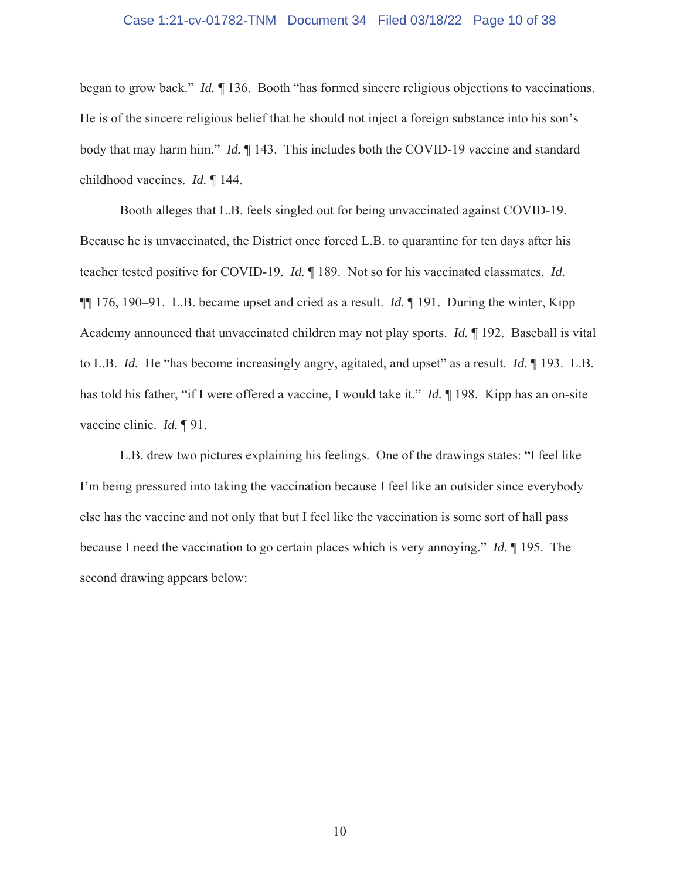began to grow back." *Id.* ¶ 136. Booth "has formed sincere religious objections to vaccinations. He is of the sincere religious belief that he should not inject a foreign substance into his son's body that may harm him." *Id.* ¶ 143. This includes both the COVID-19 vaccine and standard childhood vaccines. *Id.* ¶ 144.

Booth alleges that L.B. feels singled out for being unvaccinated against COVID-19. Because he is unvaccinated, the District once forced L.B. to quarantine for ten days after his teacher tested positive for COVID-19. *Id.* ¶ 189. Not so for his vaccinated classmates. *Id.* ¶¶ 176, 190–91. L.B. became upset and cried as a result. *Id.* ¶ 191. During the winter, Kipp Academy announced that unvaccinated children may not play sports. *Id.* ¶ 192. Baseball is vital to L.B. *Id.* He "has become increasingly angry, agitated, and upset" as a result. *Id.* ¶ 193. L.B. has told his father, "if I were offered a vaccine, I would take it." *Id.* ¶ 198. Kipp has an on-site vaccine clinic. *Id.* ¶ 91.

L.B. drew two pictures explaining his feelings. One of the drawings states: "I feel like I'm being pressured into taking the vaccination because I feel like an outsider since everybody else has the vaccine and not only that but I feel like the vaccination is some sort of hall pass because I need the vaccination to go certain places which is very annoying." *Id.* ¶ 195. The second drawing appears below: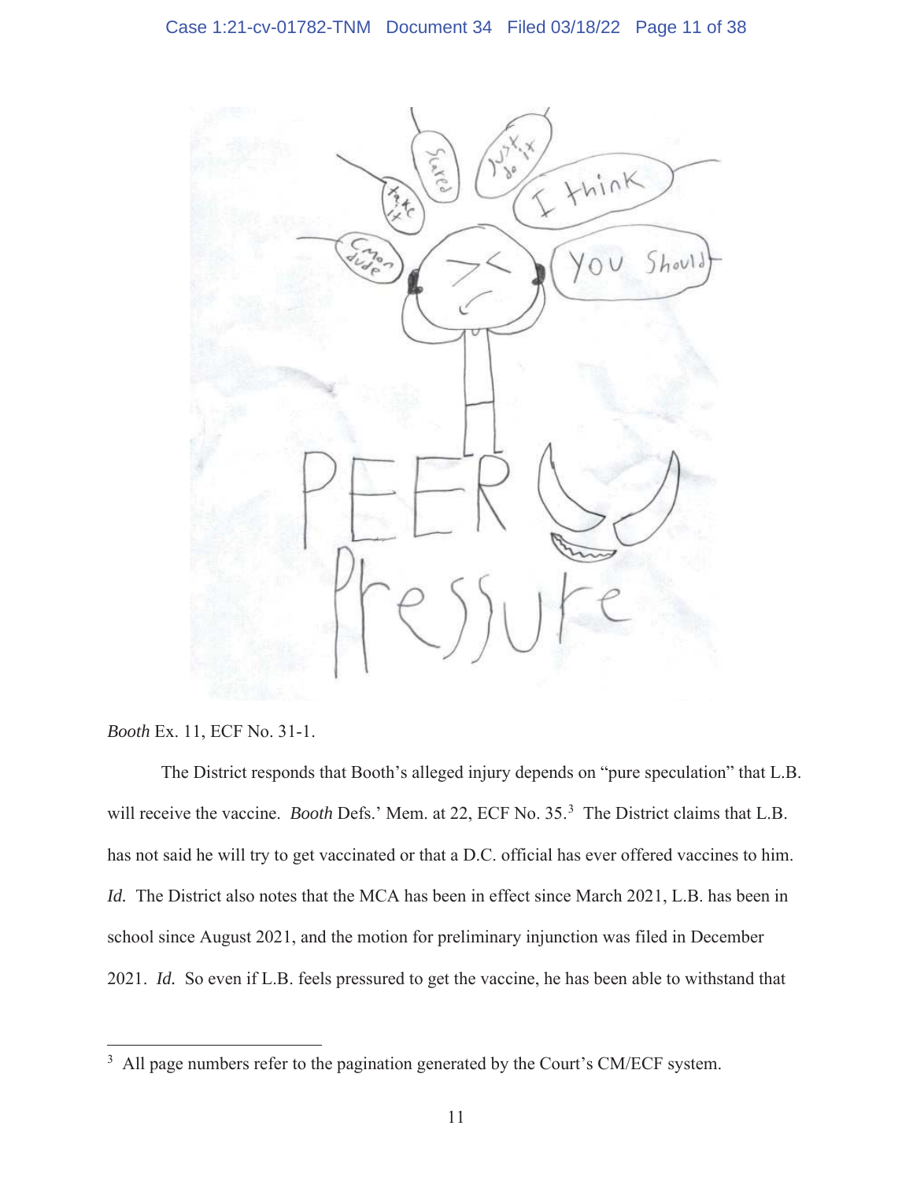*Booth* Ex. 11, ECF No. 31-1.

The District responds that Booth's alleged injury depends on "pure speculation" that L.B. will receive the vaccine. *Booth* Defs.' Mem. at 22, ECF No. 35.[3] The District claims that L.B. has not said he will try to get vaccinated or that a D.C. official has ever offered vaccines to him. *Id.* The District also notes that the MCA has been in effect since March 2021, L.B. has been in school since August 2021, and the motion for preliminary injunction was filed in December 2021. *Id.* So even if L.B. feels pressured to get the vaccine, he has been able to withstand that

[3] All page numbers refer to the pagination generated by the Court's CM/ECF system.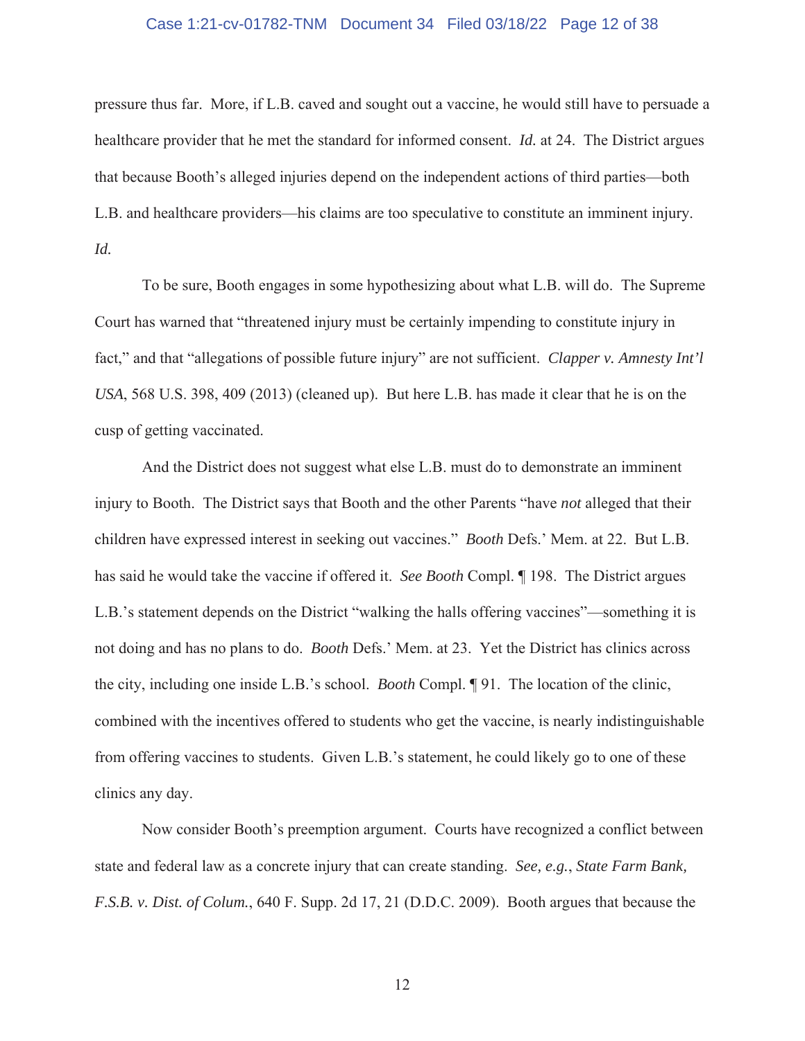pressure thus far. More, if L.B. caved and sought out a vaccine, he would still have to persuade a healthcare provider that he met the standard for informed consent. *Id.* at 24. The District argues that because Booth's alleged injuries depend on the independent actions of third parties—both L.B. and healthcare providers—his claims are too speculative to constitute an imminent injury. *Id.*

To be sure, Booth engages in some hypothesizing about what L.B. will do. The Supreme Court has warned that "threatened injury must be certainly impending to constitute injury in fact," and that "allegations of possible future injury" are not sufficient. *Clapper v. Amnesty Int'l USA*, 568 U.S. 398, 409 (2013) (cleaned up). But here L.B. has made it clear that he is on the cusp of getting vaccinated.

And the District does not suggest what else L.B. must do to demonstrate an imminent injury to Booth. The District says that Booth and the other Parents "have *not* alleged that their children have expressed interest in seeking out vaccines." *Booth* Defs.' Mem. at 22. But L.B. has said he would take the vaccine if offered it. *See Booth* Compl. ¶ 198. The District argues L.B.'s statement depends on the District "walking the halls offering vaccines"—something it is not doing and has no plans to do. *Booth* Defs.' Mem. at 23. Yet the District has clinics across the city, including one inside L.B.'s school. *Booth* Compl. ¶ 91. The location of the clinic, combined with the incentives offered to students who get the vaccine, is nearly indistinguishable from offering vaccines to students. Given L.B.'s statement, he could likely go to one of these clinics any day.

Now consider Booth's preemption argument. Courts have recognized a conflict between state and federal law as a concrete injury that can create standing. *See, e.g.*, *State Farm Bank, F.S.B. v. Dist. of Colum.*, 640 F. Supp. 2d 17, 21 (D.D.C. 2009). Booth argues that because the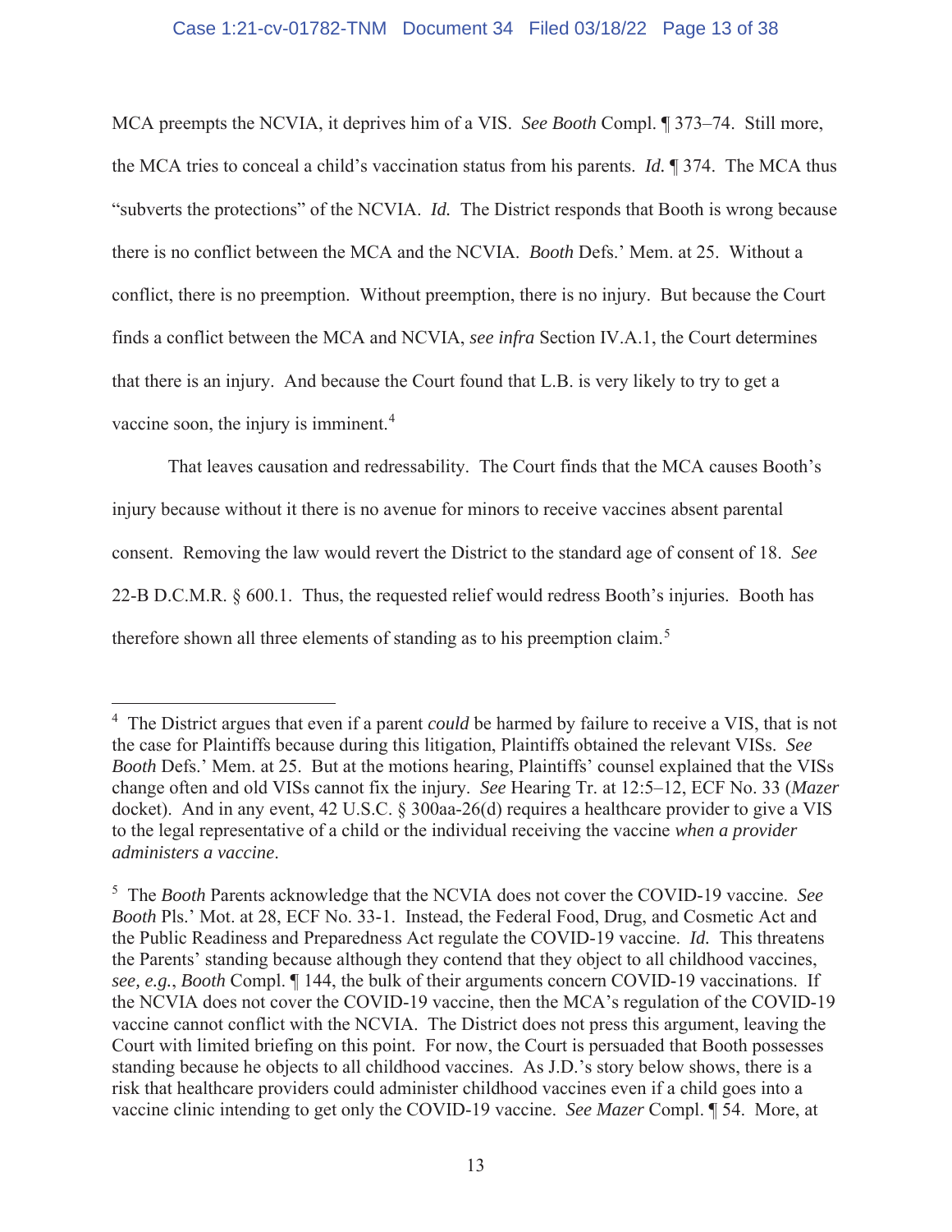MCA preempts the NCVIA, it deprives him of a VIS. *See Booth* Compl. ¶ 373–74. Still more, the MCA tries to conceal a child's vaccination status from his parents. *Id.* ¶ 374. The MCA thus "subverts the protections" of the NCVIA. *Id.* The District responds that Booth is wrong because there is no conflict between the MCA and the NCVIA. *Booth* Defs.' Mem. at 25. Without a conflict, there is no preemption. Without preemption, there is no injury. But because the Court finds a conflict between the MCA and NCVIA, *see infra* Section IV.A.1, the Court determines that there is an injury. And because the Court found that L.B. is very likely to try to get a vaccine soon, the injury is imminent.[4]

That leaves causation and redressability. The Court finds that the MCA causes Booth's injury because without it there is no avenue for minors to receive vaccines absent parental consent. Removing the law would revert the District to the standard age of consent of 18. *See* 22-B D.C.M.R. § 600.1. Thus, the requested relief would redress Booth's injuries. Booth has therefore shown all three elements of standing as to his preemption claim.[5]

---

[4] The District argues that even if a parent *could* be harmed by failure to receive a VIS, that is not the case for Plaintiffs because during this litigation, Plaintiffs obtained the relevant VISs. *See Booth* Defs.' Mem. at 25. But at the motions hearing, Plaintiffs' counsel explained that the VISs change often and old VISs cannot fix the injury. *See* Hearing Tr. at 12:5–12, ECF No. 33 (*Mazer* docket). And in any event, 42 U.S.C. § 300aa-26(d) requires a healthcare provider to give a VIS to the legal representative of a child or the individual receiving the vaccine *when a provider administers a vaccine*.

[5] The *Booth* Parents acknowledge that the NCVIA does not cover the COVID-19 vaccine. *See Booth* Pls.' Mot. at 28, ECF No. 33-1. Instead, the Federal Food, Drug, and Cosmetic Act and the Public Readiness and Preparedness Act regulate the COVID-19 vaccine. *Id.* This threatens the Parents' standing because although they contend that they object to all childhood vaccines, *see, e.g.*, *Booth* Compl. ¶ 144, the bulk of their arguments concern COVID-19 vaccinations. If the NCVIA does not cover the COVID-19 vaccine, then the MCA's regulation of the COVID-19 vaccine cannot conflict with the NCVIA. The District does not press this argument, leaving the Court with limited briefing on this point. For now, the Court is persuaded that Booth possesses standing because he objects to all childhood vaccines. As J.D.'s story below shows, there is a risk that healthcare providers could administer childhood vaccines even if a child goes into a vaccine clinic intending to get only the COVID-19 vaccine. *See Mazer* Compl. ¶ 54. More, at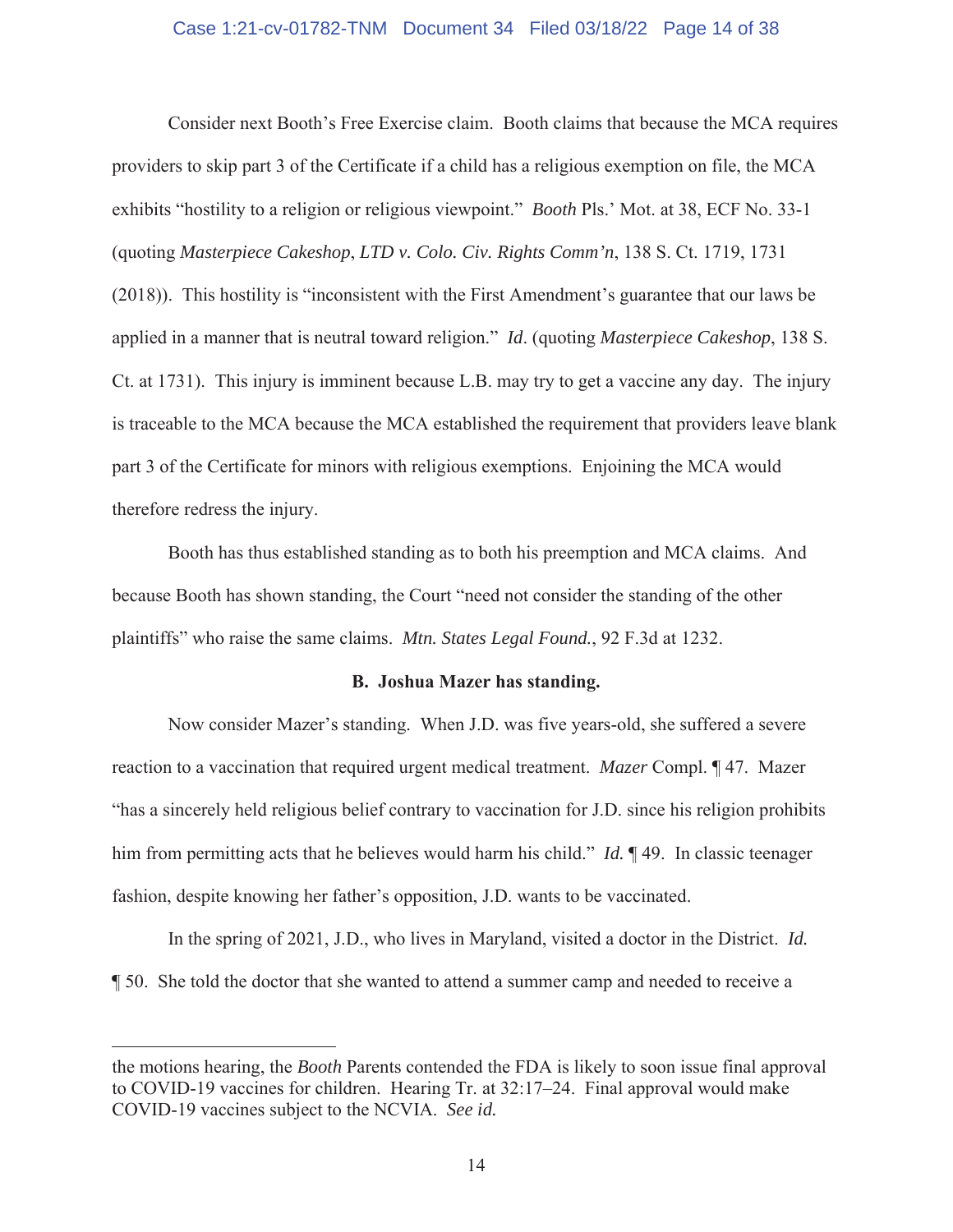Consider next Booth's Free Exercise claim. Booth claims that because the MCA requires providers to skip part 3 of the Certificate if a child has a religious exemption on file, the MCA exhibits "hostility to a religion or religious viewpoint." *Booth* Pls.' Mot. at 38, ECF No. 33-1 (quoting *Masterpiece Cakeshop*, *LTD v. Colo. Civ. Rights Comm'n*, 138 S. Ct. 1719, 1731 (2018)). This hostility is "inconsistent with the First Amendment's guarantee that our laws be applied in a manner that is neutral toward religion." *Id*. (quoting *Masterpiece Cakeshop*, 138 S. Ct. at 1731). This injury is imminent because L.B. may try to get a vaccine any day. The injury is traceable to the MCA because the MCA established the requirement that providers leave blank part 3 of the Certificate for minors with religious exemptions. Enjoining the MCA would therefore redress the injury.

Booth has thus established standing as to both his preemption and MCA claims. And because Booth has shown standing, the Court "need not consider the standing of the other plaintiffs" who raise the same claims. *Mtn. States Legal Found.*, 92 F.3d at 1232.

**B. Joshua Mazer has standing.**

Now consider Mazer's standing. When J.D. was five years-old, she suffered a severe reaction to a vaccination that required urgent medical treatment. *Mazer* Compl. ¶ 47. Mazer "has a sincerely held religious belief contrary to vaccination for J.D. since his religion prohibits him from permitting acts that he believes would harm his child." *Id.* ¶ 49. In classic teenager fashion, despite knowing her father's opposition, J.D. wants to be vaccinated.

In the spring of 2021, J.D., who lives in Maryland, visited a doctor in the District. *Id.* ¶ 50. She told the doctor that she wanted to attend a summer camp and needed to receive a

---

the motions hearing, the *Booth* Parents contended the FDA is likely to soon issue final approval to COVID-19 vaccines for children. Hearing Tr. at 32:17–24. Final approval would make COVID-19 vaccines subject to the NCVIA. *See id.*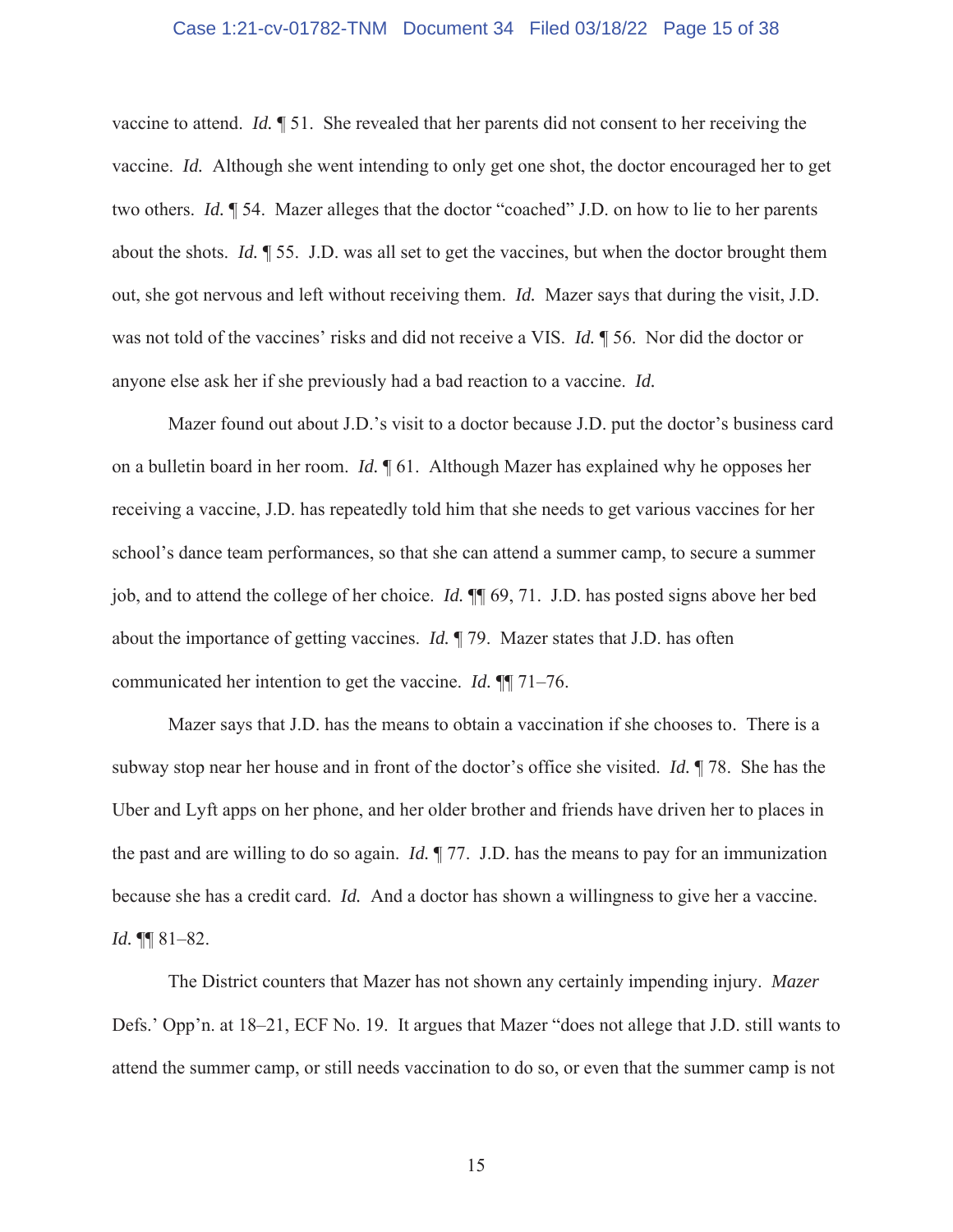vaccine to attend. *Id.* ¶ 51. She revealed that her parents did not consent to her receiving the vaccine. *Id.* Although she went intending to only get one shot, the doctor encouraged her to get two others. *Id.* ¶ 54. Mazer alleges that the doctor "coached" J.D. on how to lie to her parents about the shots. *Id.* ¶ 55. J.D. was all set to get the vaccines, but when the doctor brought them out, she got nervous and left without receiving them. *Id.* Mazer says that during the visit, J.D. was not told of the vaccines' risks and did not receive a VIS. *Id.* ¶ 56. Nor did the doctor or anyone else ask her if she previously had a bad reaction to a vaccine. *Id.*

Mazer found out about J.D.'s visit to a doctor because J.D. put the doctor's business card on a bulletin board in her room. *Id.* ¶ 61. Although Mazer has explained why he opposes her receiving a vaccine, J.D. has repeatedly told him that she needs to get various vaccines for her school's dance team performances, so that she can attend a summer camp, to secure a summer job, and to attend the college of her choice. *Id.* ¶¶ 69, 71. J.D. has posted signs above her bed about the importance of getting vaccines. *Id.* ¶ 79. Mazer states that J.D. has often communicated her intention to get the vaccine. *Id.* ¶¶ 71–76.

Mazer says that J.D. has the means to obtain a vaccination if she chooses to. There is a subway stop near her house and in front of the doctor's office she visited. *Id.* ¶ 78. She has the Uber and Lyft apps on her phone, and her older brother and friends have driven her to places in the past and are willing to do so again. *Id.* ¶ 77. J.D. has the means to pay for an immunization because she has a credit card. *Id.* And a doctor has shown a willingness to give her a vaccine. *Id.* ¶¶ 81–82.

The District counters that Mazer has not shown any certainly impending injury. *Mazer* Defs.' Opp'n. at 18–21, ECF No. 19. It argues that Mazer "does not allege that J.D. still wants to attend the summer camp, or still needs vaccination to do so, or even that the summer camp is not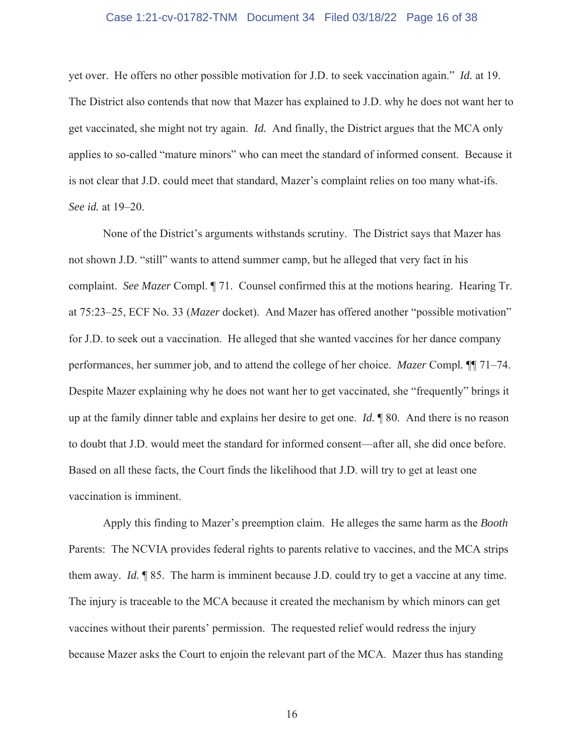yet over. He offers no other possible motivation for J.D. to seek vaccination again." *Id.* at 19. The District also contends that now that Mazer has explained to J.D. why he does not want her to get vaccinated, she might not try again. *Id.* And finally, the District argues that the MCA only applies to so-called "mature minors" who can meet the standard of informed consent. Because it is not clear that J.D. could meet that standard, Mazer's complaint relies on too many what-ifs. *See id.* at 19–20.

None of the District's arguments withstands scrutiny. The District says that Mazer has not shown J.D. "still" wants to attend summer camp, but he alleged that very fact in his complaint. *See Mazer* Compl. ¶ 71. Counsel confirmed this at the motions hearing. Hearing Tr. at 75:23–25, ECF No. 33 (*Mazer* docket). And Mazer has offered another "possible motivation" for J.D. to seek out a vaccination. He alleged that she wanted vaccines for her dance company performances, her summer job, and to attend the college of her choice. *Mazer* Compl. ¶¶ 71–74. Despite Mazer explaining why he does not want her to get vaccinated, she "frequently" brings it up at the family dinner table and explains her desire to get one. *Id.* ¶ 80. And there is no reason to doubt that J.D. would meet the standard for informed consent—after all, she did once before. Based on all these facts, the Court finds the likelihood that J.D. will try to get at least one vaccination is imminent.

Apply this finding to Mazer's preemption claim. He alleges the same harm as the *Booth* Parents: The NCVIA provides federal rights to parents relative to vaccines, and the MCA strips them away. *Id.* ¶ 85. The harm is imminent because J.D. could try to get a vaccine at any time. The injury is traceable to the MCA because it created the mechanism by which minors can get vaccines without their parents' permission. The requested relief would redress the injury because Mazer asks the Court to enjoin the relevant part of the MCA. Mazer thus has standing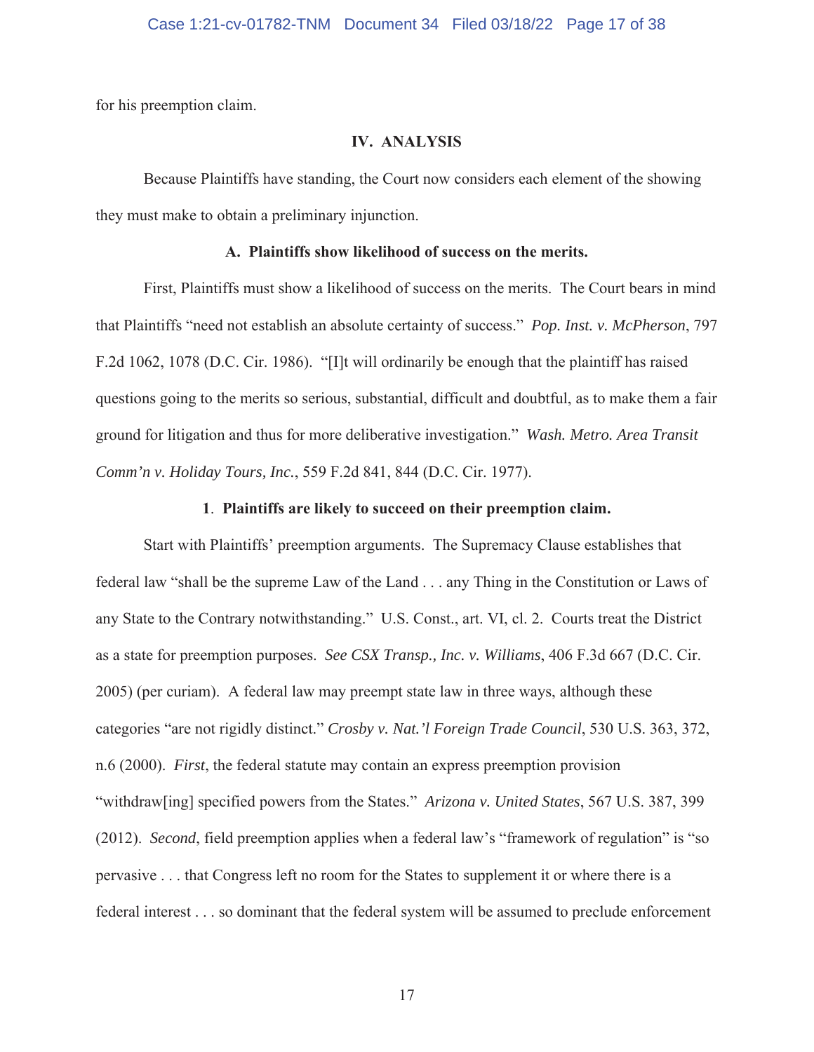for his preemption claim.

## IV. ANALYSIS

Because Plaintiffs have standing, the Court now considers each element of the showing they must make to obtain a preliminary injunction.

### A. Plaintiffs show likelihood of success on the merits.

First, Plaintiffs must show a likelihood of success on the merits. The Court bears in mind that Plaintiffs "need not establish an absolute certainty of success." *Pop. Inst. v. McPherson*, 797 F.2d 1062, 1078 (D.C. Cir. 1986). "[I]t will ordinarily be enough that the plaintiff has raised questions going to the merits so serious, substantial, difficult and doubtful, as to make them a fair ground for litigation and thus for more deliberative investigation." *Wash. Metro. Area Transit Comm'n v. Holiday Tours, Inc.*, 559 F.2d 841, 844 (D.C. Cir. 1977).

#### 1. Plaintiffs are likely to succeed on their preemption claim.

Start with Plaintiffs' preemption arguments. The Supremacy Clause establishes that federal law "shall be the supreme Law of the Land . . . any Thing in the Constitution or Laws of any State to the Contrary notwithstanding." U.S. Const., art. VI, cl. 2. Courts treat the District as a state for preemption purposes. *See CSX Transp., Inc. v. Williams*, 406 F.3d 667 (D.C. Cir. 2005) (per curiam). A federal law may preempt state law in three ways, although these categories "are not rigidly distinct." *Crosby v. Nat.'l Foreign Trade Council*, 530 U.S. 363, 372, n.6 (2000). *First*, the federal statute may contain an express preemption provision "withdraw[ing] specified powers from the States." *Arizona v. United States*, 567 U.S. 387, 399 (2012). *Second*, field preemption applies when a federal law's "framework of regulation" is "so pervasive . . . that Congress left no room for the States to supplement it or where there is a federal interest . . . so dominant that the federal system will be assumed to preclude enforcement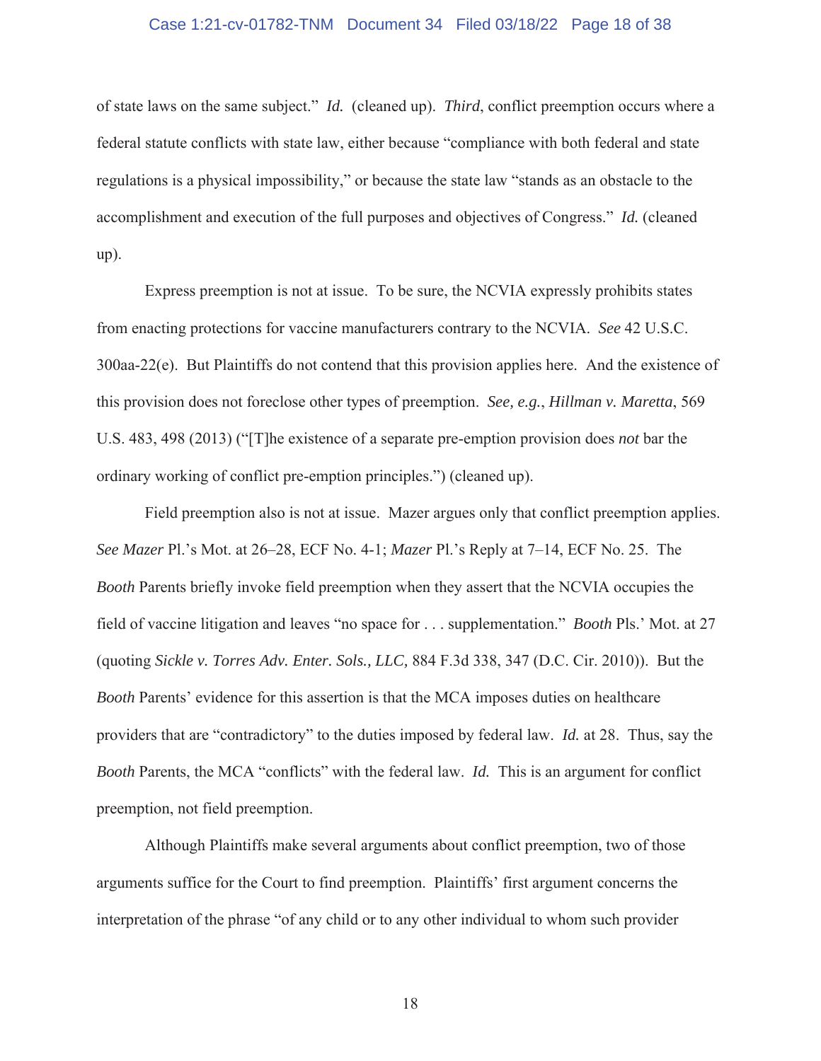of state laws on the same subject." *Id.* (cleaned up). *Third*, conflict preemption occurs where a federal statute conflicts with state law, either because "compliance with both federal and state regulations is a physical impossibility," or because the state law "stands as an obstacle to the accomplishment and execution of the full purposes and objectives of Congress." *Id.* (cleaned up).

Express preemption is not at issue. To be sure, the NCVIA expressly prohibits states from enacting protections for vaccine manufacturers contrary to the NCVIA. *See* 42 U.S.C. 300aa-22(e). But Plaintiffs do not contend that this provision applies here. And the existence of this provision does not foreclose other types of preemption. *See, e.g.*, *Hillman v. Maretta*, 569 U.S. 483, 498 (2013) ("[T]he existence of a separate pre-emption provision does *not* bar the ordinary working of conflict pre-emption principles.") (cleaned up).

Field preemption also is not at issue. Mazer argues only that conflict preemption applies. *See Mazer* Pl.'s Mot. at 26–28, ECF No. 4-1; *Mazer* Pl.'s Reply at 7–14, ECF No. 25. The *Booth* Parents briefly invoke field preemption when they assert that the NCVIA occupies the field of vaccine litigation and leaves "no space for . . . supplementation." *Booth* Pls.' Mot. at 27 (quoting *Sickle v. Torres Adv. Enter. Sols., LLC,* 884 F.3d 338, 347 (D.C. Cir. 2010)). But the *Booth* Parents' evidence for this assertion is that the MCA imposes duties on healthcare providers that are "contradictory" to the duties imposed by federal law. *Id.* at 28. Thus, say the *Booth* Parents, the MCA "conflicts" with the federal law. *Id.* This is an argument for conflict preemption, not field preemption.

Although Plaintiffs make several arguments about conflict preemption, two of those arguments suffice for the Court to find preemption. Plaintiffs' first argument concerns the interpretation of the phrase "of any child or to any other individual to whom such provider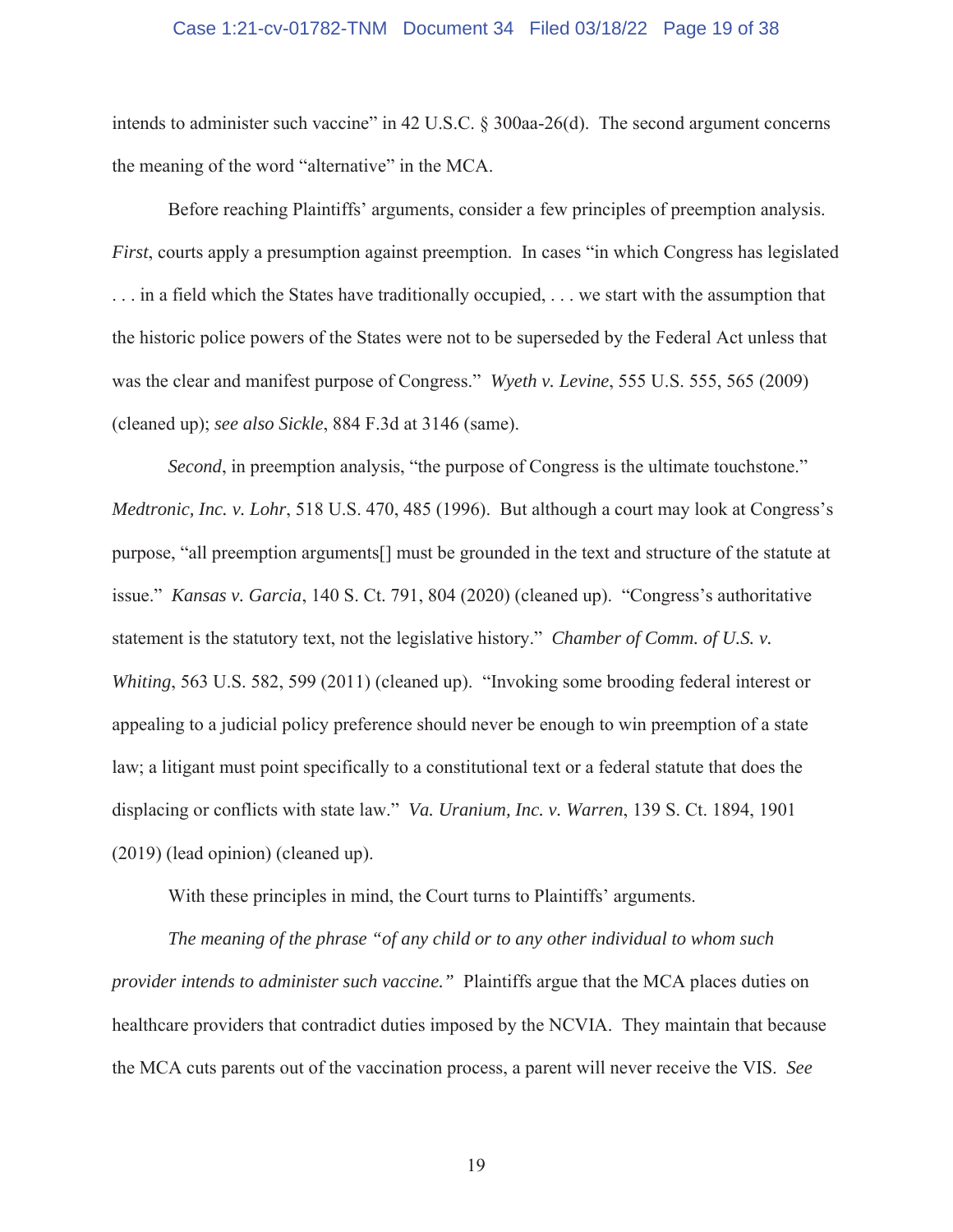intends to administer such vaccine" in 42 U.S.C. § 300aa-26(d). The second argument concerns the meaning of the word "alternative" in the MCA.

Before reaching Plaintiffs' arguments, consider a few principles of preemption analysis. *First*, courts apply a presumption against preemption. In cases "in which Congress has legislated . . . in a field which the States have traditionally occupied, . . . we start with the assumption that the historic police powers of the States were not to be superseded by the Federal Act unless that was the clear and manifest purpose of Congress." *Wyeth v. Levine*, 555 U.S. 555, 565 (2009) (cleaned up); *see also Sickle*, 884 F.3d at 3146 (same).

*Second*, in preemption analysis, "the purpose of Congress is the ultimate touchstone." *Medtronic, Inc. v. Lohr*, 518 U.S. 470, 485 (1996). But although a court may look at Congress's purpose, "all preemption arguments[] must be grounded in the text and structure of the statute at issue." *Kansas v. Garcia*, 140 S. Ct. 791, 804 (2020) (cleaned up). "Congress's authoritative statement is the statutory text, not the legislative history." *Chamber of Comm. of U.S. v. Whiting*, 563 U.S. 582, 599 (2011) (cleaned up). "Invoking some brooding federal interest or appealing to a judicial policy preference should never be enough to win preemption of a state law; a litigant must point specifically to a constitutional text or a federal statute that does the displacing or conflicts with state law." *Va. Uranium, Inc. v. Warren*, 139 S. Ct. 1894, 1901 (2019) (lead opinion) (cleaned up).

With these principles in mind, the Court turns to Plaintiffs' arguments.

*The meaning of the phrase "of any child or to any other individual to whom such provider intends to administer such vaccine."* Plaintiffs argue that the MCA places duties on healthcare providers that contradict duties imposed by the NCVIA. They maintain that because the MCA cuts parents out of the vaccination process, a parent will never receive the VIS. *See*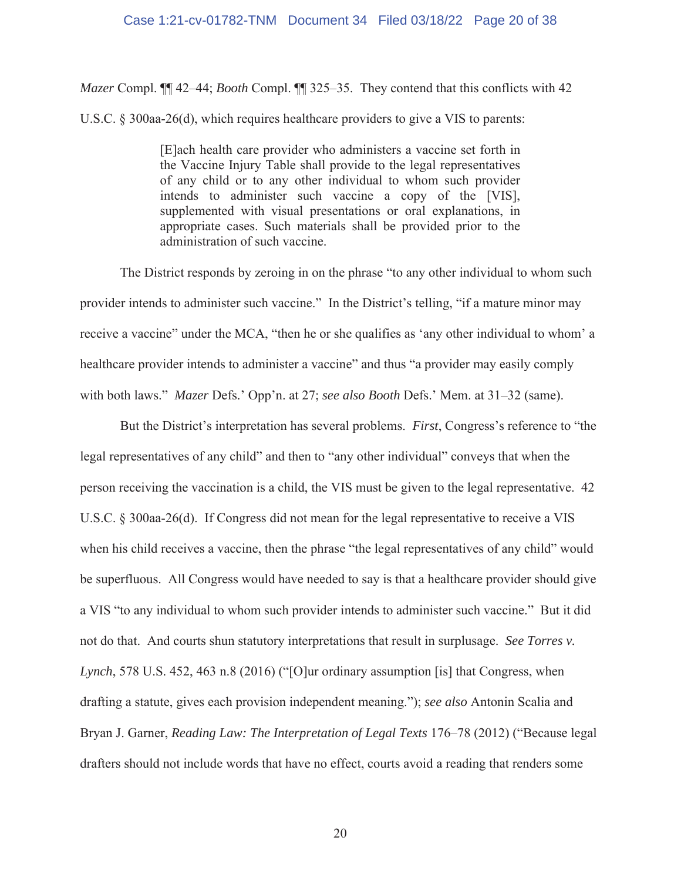*Mazer* Compl. ¶¶ 42–44; *Booth* Compl. ¶¶ 325–35. They contend that this conflicts with 42 U.S.C. § 300aa-26(d), which requires healthcare providers to give a VIS to parents:

> [E]ach health care provider who administers a vaccine set forth in the Vaccine Injury Table shall provide to the legal representatives of any child or to any other individual to whom such provider intends to administer such vaccine a copy of the [VIS], supplemented with visual presentations or oral explanations, in appropriate cases. Such materials shall be provided prior to the administration of such vaccine.

The District responds by zeroing in on the phrase "to any other individual to whom such provider intends to administer such vaccine." In the District's telling, "if a mature minor may receive a vaccine" under the MCA, "then he or she qualifies as 'any other individual to whom' a healthcare provider intends to administer a vaccine" and thus "a provider may easily comply with both laws." *Mazer* Defs.' Opp'n. at 27; *see also Booth* Defs.' Mem. at 31–32 (same).

But the District's interpretation has several problems. *First*, Congress's reference to "the legal representatives of any child" and then to "any other individual" conveys that when the person receiving the vaccination is a child, the VIS must be given to the legal representative. 42 U.S.C. § 300aa-26(d). If Congress did not mean for the legal representative to receive a VIS when his child receives a vaccine, then the phrase "the legal representatives of any child" would be superfluous. All Congress would have needed to say is that a healthcare provider should give a VIS "to any individual to whom such provider intends to administer such vaccine." But it did not do that. And courts shun statutory interpretations that result in surplusage. *See Torres v. Lynch*, 578 U.S. 452, 463 n.8 (2016) ("[O]ur ordinary assumption [is] that Congress, when drafting a statute, gives each provision independent meaning."); *see also* Antonin Scalia and Bryan J. Garner, *Reading Law: The Interpretation of Legal Texts* 176–78 (2012) ("Because legal drafters should not include words that have no effect, courts avoid a reading that renders some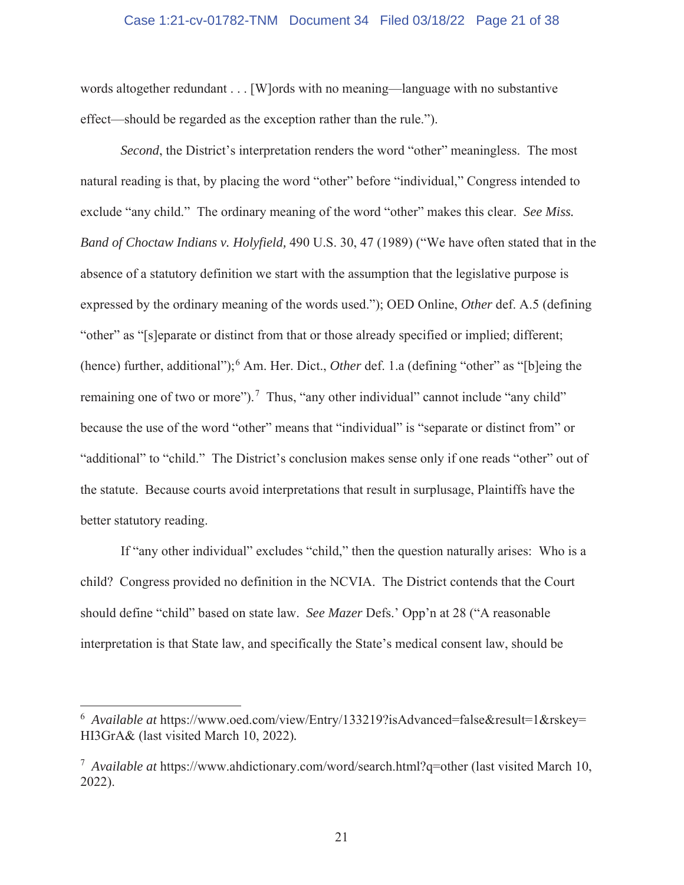words altogether redundant . . . [W]ords with no meaning—language with no substantive effect—should be regarded as the exception rather than the rule.").

*Second*, the District's interpretation renders the word "other" meaningless. The most natural reading is that, by placing the word "other" before "individual," Congress intended to exclude "any child." The ordinary meaning of the word "other" makes this clear. *See Miss. Band of Choctaw Indians v. Holyfield,* 490 U.S. 30, 47 (1989) ("We have often stated that in the absence of a statutory definition we start with the assumption that the legislative purpose is expressed by the ordinary meaning of the words used."); OED Online, *Other* def. A.5 (defining "other" as "[s]eparate or distinct from that or those already specified or implied; different; (hence) further, additional");[6] Am. Her. Dict., *Other* def. 1.a (defining "other" as "[b]eing the remaining one of two or more").[7] Thus, "any other individual" cannot include "any child" because the use of the word "other" means that "individual" is "separate or distinct from" or "additional" to "child." The District's conclusion makes sense only if one reads "other" out of the statute. Because courts avoid interpretations that result in surplusage, Plaintiffs have the better statutory reading.

If "any other individual" excludes "child," then the question naturally arises: Who is a child? Congress provided no definition in the NCVIA. The District contends that the Court should define "child" based on state law. *See Mazer* Defs.' Opp'n at 28 ("A reasonable interpretation is that State law, and specifically the State's medical consent law, should be

---

[6] *Available at* https://www.oed.com/view/Entry/133219?isAdvanced=false&result=1&rskey=HI3GrA& (last visited March 10, 2022).

[7] *Available at* https://www.ahdictionary.com/word/search.html?q=other (last visited March 10, 2022).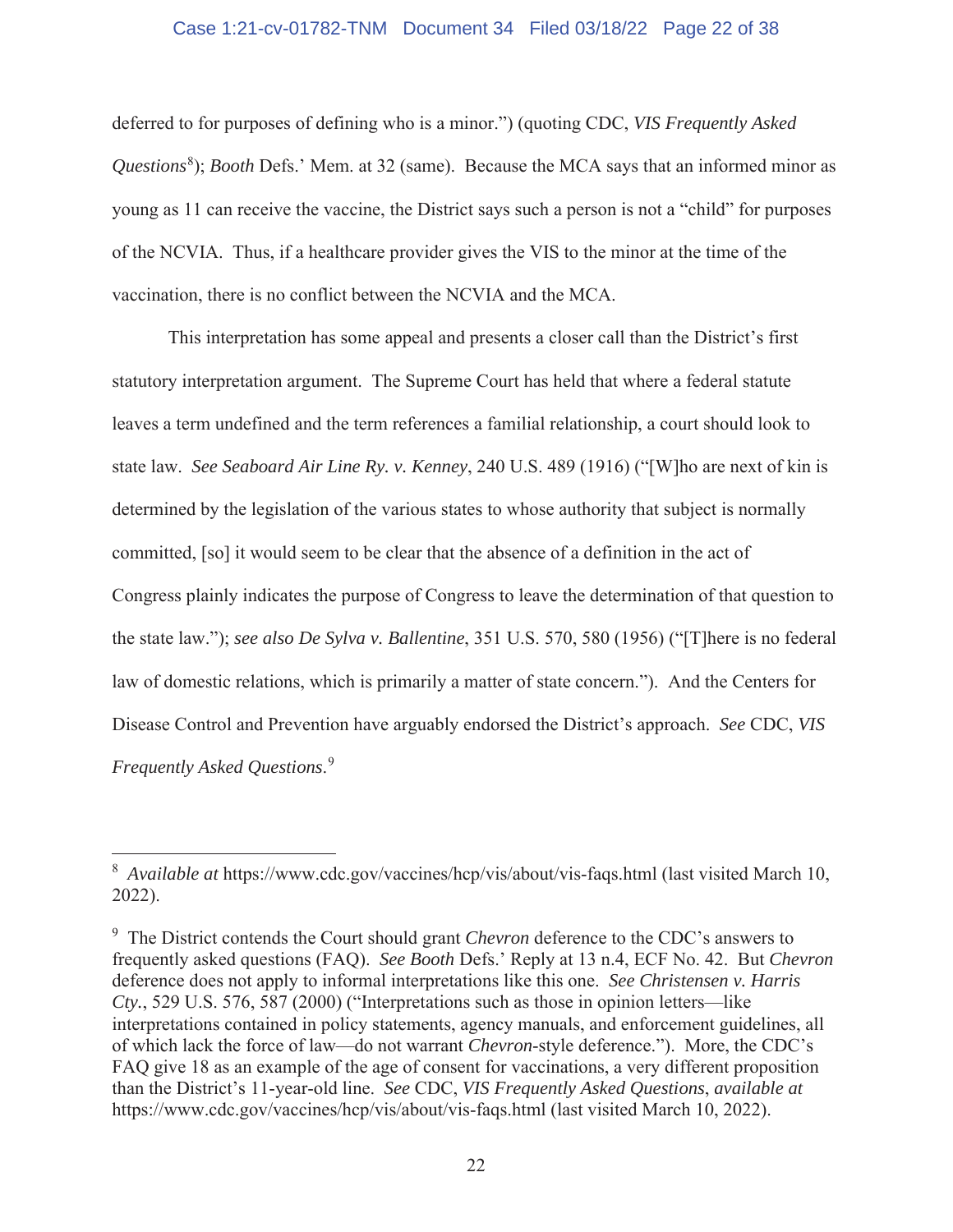deferred to for purposes of defining who is a minor.") (quoting CDC, *VIS Frequently Asked Questions*[8]); *Booth* Defs.' Mem. at 32 (same). Because the MCA says that an informed minor as young as 11 can receive the vaccine, the District says such a person is not a "child" for purposes of the NCVIA. Thus, if a healthcare provider gives the VIS to the minor at the time of the vaccination, there is no conflict between the NCVIA and the MCA.

This interpretation has some appeal and presents a closer call than the District's first statutory interpretation argument. The Supreme Court has held that where a federal statute leaves a term undefined and the term references a familial relationship, a court should look to state law. *See Seaboard Air Line Ry. v. Kenney*, 240 U.S. 489 (1916) ("[W]ho are next of kin is determined by the legislation of the various states to whose authority that subject is normally committed, [so] it would seem to be clear that the absence of a definition in the act of Congress plainly indicates the purpose of Congress to leave the determination of that question to the state law."); *see also De Sylva v. Ballentine*, 351 U.S. 570, 580 (1956) ("[T]here is no federal law of domestic relations, which is primarily a matter of state concern."). And the Centers for Disease Control and Prevention have arguably endorsed the District's approach. *See* CDC, *VIS Frequently Asked Questions*.[9]

---

[8] *Available at* https://www.cdc.gov/vaccines/hcp/vis/about/vis-faqs.html (last visited March 10, 2022).

[9] The District contends the Court should grant *Chevron* deference to the CDC's answers to frequently asked questions (FAQ). *See Booth* Defs.' Reply at 13 n.4, ECF No. 42. But *Chevron* deference does not apply to informal interpretations like this one. *See Christensen v. Harris Cty.*, 529 U.S. 576, 587 (2000) ("Interpretations such as those in opinion letters—like interpretations contained in policy statements, agency manuals, and enforcement guidelines, all of which lack the force of law—do not warrant *Chevron*-style deference."). More, the CDC's FAQ give 18 as an example of the age of consent for vaccinations, a very different proposition than the District's 11-year-old line. *See* CDC, *VIS Frequently Asked Questions*, *available at* https://www.cdc.gov/vaccines/hcp/vis/about/vis-faqs.html (last visited March 10, 2022).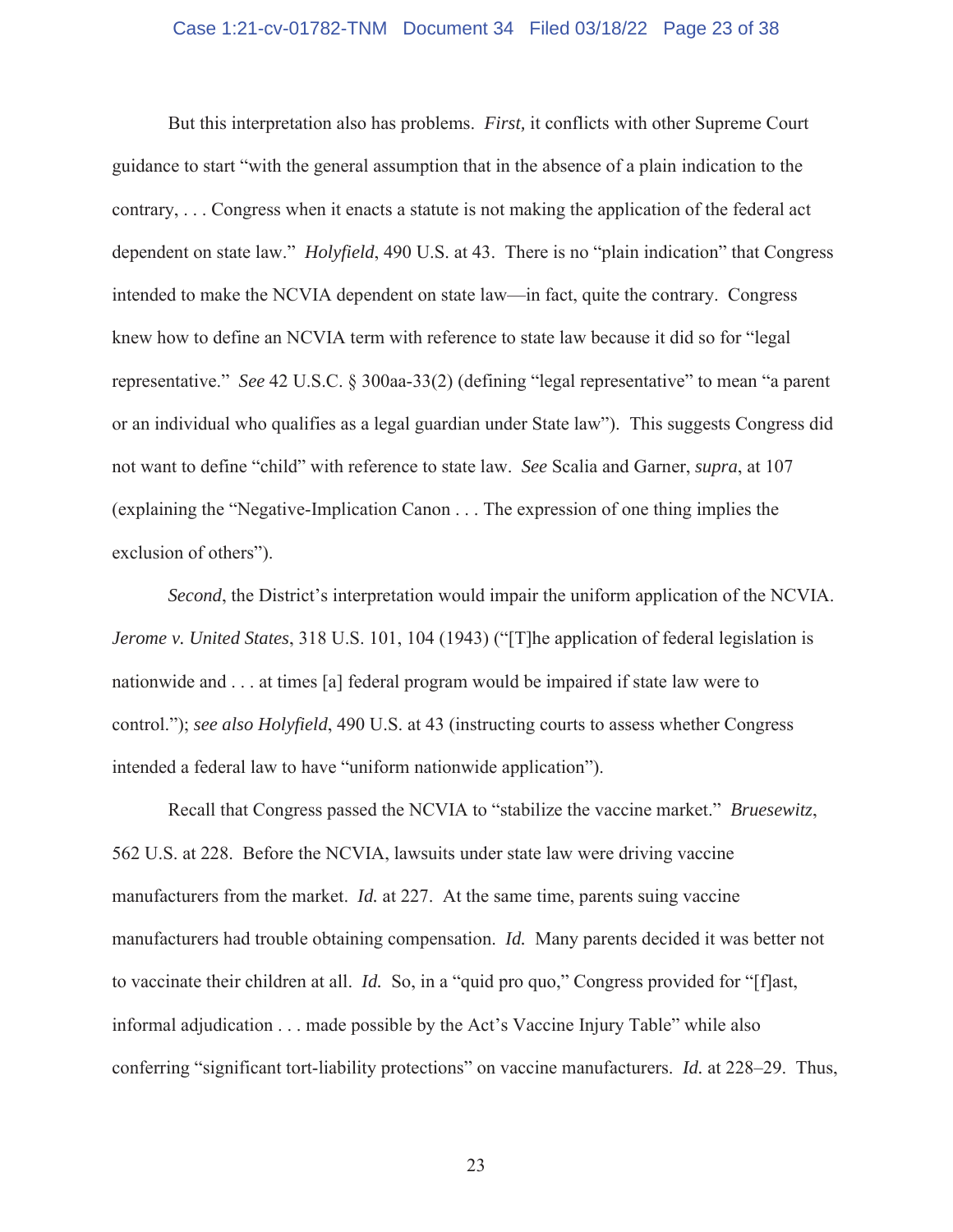But this interpretation also has problems. *First,* it conflicts with other Supreme Court guidance to start "with the general assumption that in the absence of a plain indication to the contrary, . . . Congress when it enacts a statute is not making the application of the federal act dependent on state law." *Holyfield*, 490 U.S. at 43. There is no "plain indication" that Congress intended to make the NCVIA dependent on state law—in fact, quite the contrary. Congress knew how to define an NCVIA term with reference to state law because it did so for "legal representative." *See* 42 U.S.C. § 300aa-33(2) (defining "legal representative" to mean "a parent or an individual who qualifies as a legal guardian under State law"). This suggests Congress did not want to define "child" with reference to state law. *See* Scalia and Garner, *supra*, at 107 (explaining the "Negative-Implication Canon . . . The expression of one thing implies the exclusion of others").

*Second*, the District's interpretation would impair the uniform application of the NCVIA. *Jerome v. United States*, 318 U.S. 101, 104 (1943) ("[T]he application of federal legislation is nationwide and . . . at times [a] federal program would be impaired if state law were to control."); *see also Holyfield*, 490 U.S. at 43 (instructing courts to assess whether Congress intended a federal law to have "uniform nationwide application").

Recall that Congress passed the NCVIA to "stabilize the vaccine market." *Bruesewitz*, 562 U.S. at 228. Before the NCVIA, lawsuits under state law were driving vaccine manufacturers from the market. *Id.* at 227. At the same time, parents suing vaccine manufacturers had trouble obtaining compensation. *Id.* Many parents decided it was better not to vaccinate their children at all. *Id.* So, in a "quid pro quo," Congress provided for "[f]ast, informal adjudication . . . made possible by the Act's Vaccine Injury Table" while also conferring "significant tort-liability protections" on vaccine manufacturers. *Id.* at 228–29. Thus,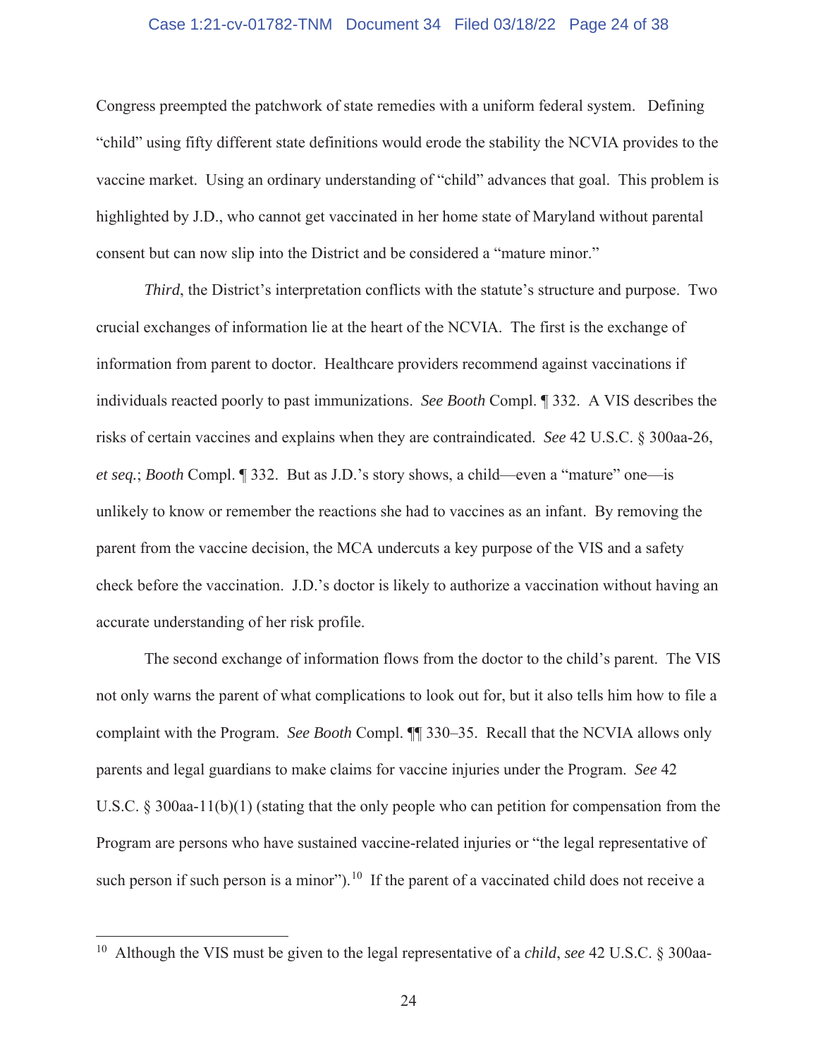Congress preempted the patchwork of state remedies with a uniform federal system. Defining "child" using fifty different state definitions would erode the stability the NCVIA provides to the vaccine market. Using an ordinary understanding of "child" advances that goal. This problem is highlighted by J.D., who cannot get vaccinated in her home state of Maryland without parental consent but can now slip into the District and be considered a "mature minor."

*Third*, the District's interpretation conflicts with the statute's structure and purpose. Two crucial exchanges of information lie at the heart of the NCVIA. The first is the exchange of information from parent to doctor. Healthcare providers recommend against vaccinations if individuals reacted poorly to past immunizations. *See Booth* Compl. ¶ 332. A VIS describes the risks of certain vaccines and explains when they are contraindicated. *See* 42 U.S.C. § 300aa-26, *et seq.*; *Booth* Compl. ¶ 332. But as J.D.'s story shows, a child—even a "mature" one—is unlikely to know or remember the reactions she had to vaccines as an infant. By removing the parent from the vaccine decision, the MCA undercuts a key purpose of the VIS and a safety check before the vaccination. J.D.'s doctor is likely to authorize a vaccination without having an accurate understanding of her risk profile.

The second exchange of information flows from the doctor to the child's parent. The VIS not only warns the parent of what complications to look out for, but it also tells him how to file a complaint with the Program. *See Booth* Compl. ¶¶ 330–35. Recall that the NCVIA allows only parents and legal guardians to make claims for vaccine injuries under the Program. *See* 42 U.S.C. § 300aa-11(b)(1) (stating that the only people who can petition for compensation from the Program are persons who have sustained vaccine-related injuries or "the legal representative of such person if such person is a minor").[10] If the parent of a vaccinated child does not receive a

[10] Although the VIS must be given to the legal representative of a *child*, *see* 42 U.S.C. § 300aa-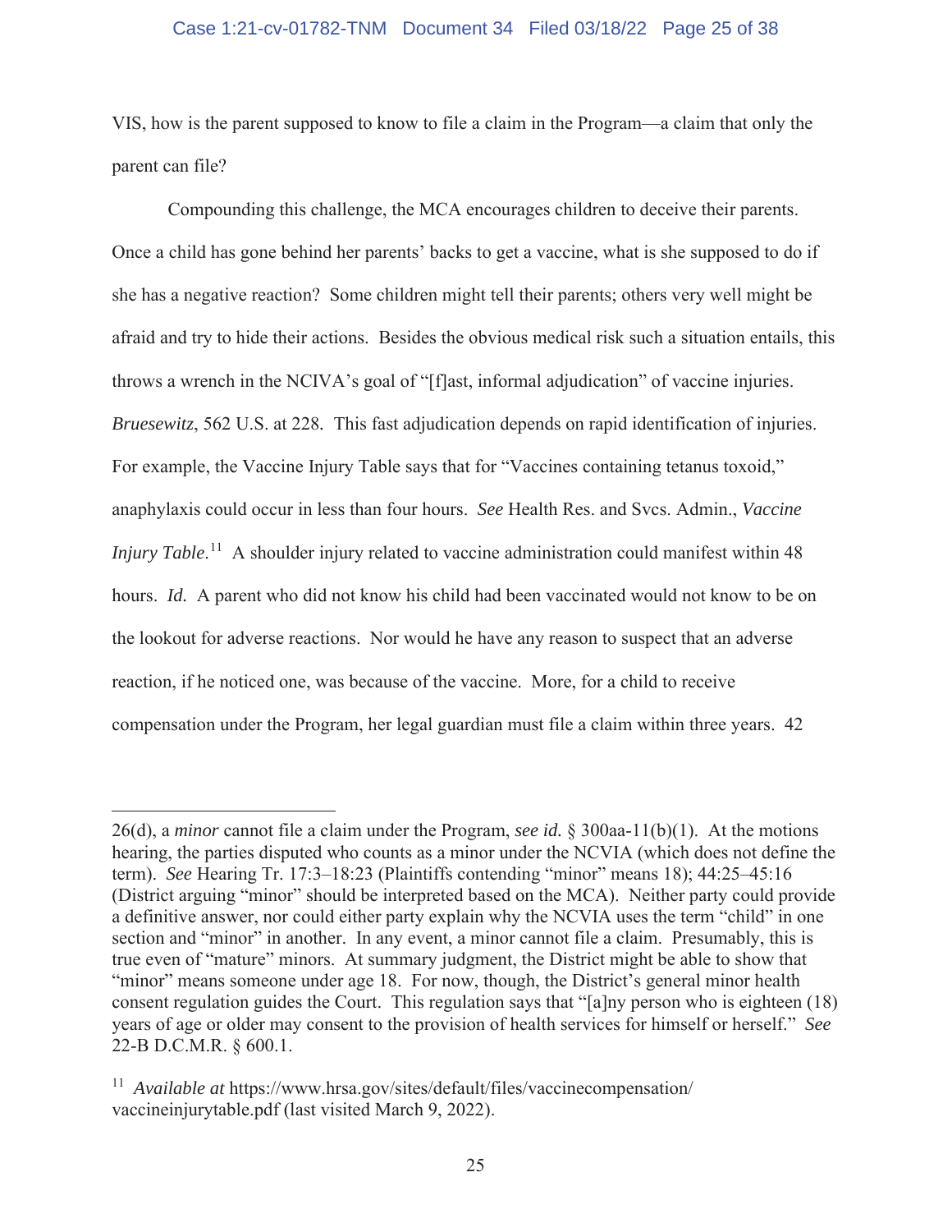VIS, how is the parent supposed to know to file a claim in the Program—a claim that only the parent can file?

Compounding this challenge, the MCA encourages children to deceive their parents. Once a child has gone behind her parents' backs to get a vaccine, what is she supposed to do if she has a negative reaction? Some children might tell their parents; others very well might be afraid and try to hide their actions. Besides the obvious medical risk such a situation entails, this throws a wrench in the NCIVA's goal of "[f]ast, informal adjudication" of vaccine injuries. *Bruesewitz*, 562 U.S. at 228. This fast adjudication depends on rapid identification of injuries. For example, the Vaccine Injury Table says that for "Vaccines containing tetanus toxoid," anaphylaxis could occur in less than four hours. *See* Health Res. and Svcs. Admin., *Vaccine Injury Table*.[11] A shoulder injury related to vaccine administration could manifest within 48 hours. *Id.* A parent who did not know his child had been vaccinated would not know to be on the lookout for adverse reactions. Nor would he have any reason to suspect that an adverse reaction, if he noticed one, was because of the vaccine. More, for a child to receive compensation under the Program, her legal guardian must file a claim within three years. 42

---

26(d), a *minor* cannot file a claim under the Program, *see id.* § 300aa-11(b)(1). At the motions hearing, the parties disputed who counts as a minor under the NCVIA (which does not define the term). *See* Hearing Tr. 17:3–18:23 (Plaintiffs contending "minor" means 18); 44:25–45:16 (District arguing "minor" should be interpreted based on the MCA). Neither party could provide a definitive answer, nor could either party explain why the NCVIA uses the term "child" in one section and "minor" in another. In any event, a minor cannot file a claim. Presumably, this is true even of "mature" minors. At summary judgment, the District might be able to show that "minor" means someone under age 18. For now, though, the District's general minor health consent regulation guides the Court. This regulation says that "[a]ny person who is eighteen (18) years of age or older may consent to the provision of health services for himself or herself." *See* 22-B D.C.M.R. § 600.1.

[11] *Available at* https://www.hrsa.gov/sites/default/files/vaccinecompensation/vaccineinjurytable.pdf (last visited March 9, 2022).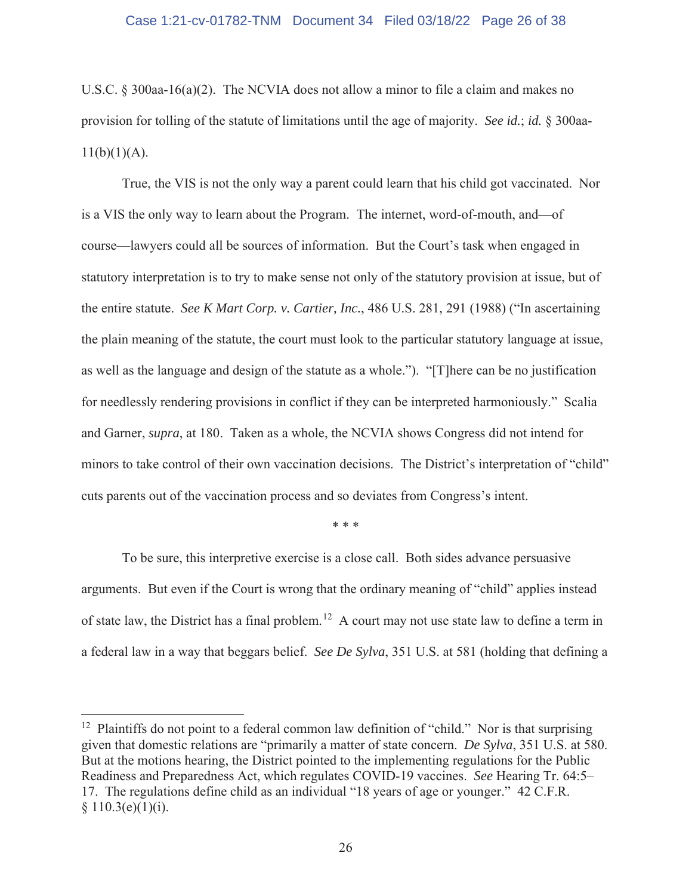U.S.C. § 300aa-16(a)(2). The NCVIA does not allow a minor to file a claim and makes no provision for tolling of the statute of limitations until the age of majority. *See id.*; *id.* § 300aa-11(b)(1)(A).

True, the VIS is not the only way a parent could learn that his child got vaccinated. Nor is a VIS the only way to learn about the Program. The internet, word-of-mouth, and—of course—lawyers could all be sources of information. But the Court's task when engaged in statutory interpretation is to try to make sense not only of the statutory provision at issue, but of the entire statute. *See K Mart Corp. v. Cartier, Inc.*, 486 U.S. 281, 291 (1988) ("In ascertaining the plain meaning of the statute, the court must look to the particular statutory language at issue, as well as the language and design of the statute as a whole."). "[T]here can be no justification for needlessly rendering provisions in conflict if they can be interpreted harmoniously." Scalia and Garner, *supra*, at 180. Taken as a whole, the NCVIA shows Congress did not intend for minors to take control of their own vaccination decisions. The District's interpretation of "child" cuts parents out of the vaccination process and so deviates from Congress's intent.

\* \* \*

To be sure, this interpretive exercise is a close call. Both sides advance persuasive arguments. But even if the Court is wrong that the ordinary meaning of "child" applies instead of state law, the District has a final problem.[12] A court may not use state law to define a term in a federal law in a way that beggars belief. *See De Sylva*, 351 U.S. at 581 (holding that defining a

---

[12] Plaintiffs do not point to a federal common law definition of "child." Nor is that surprising given that domestic relations are "primarily a matter of state concern. *De Sylva*, 351 U.S. at 580. But at the motions hearing, the District pointed to the implementing regulations for the Public Readiness and Preparedness Act, which regulates COVID-19 vaccines. *See* Hearing Tr. 64:5–17. The regulations define child as an individual "18 years of age or younger." 42 C.F.R. § 110.3(e)(1)(i).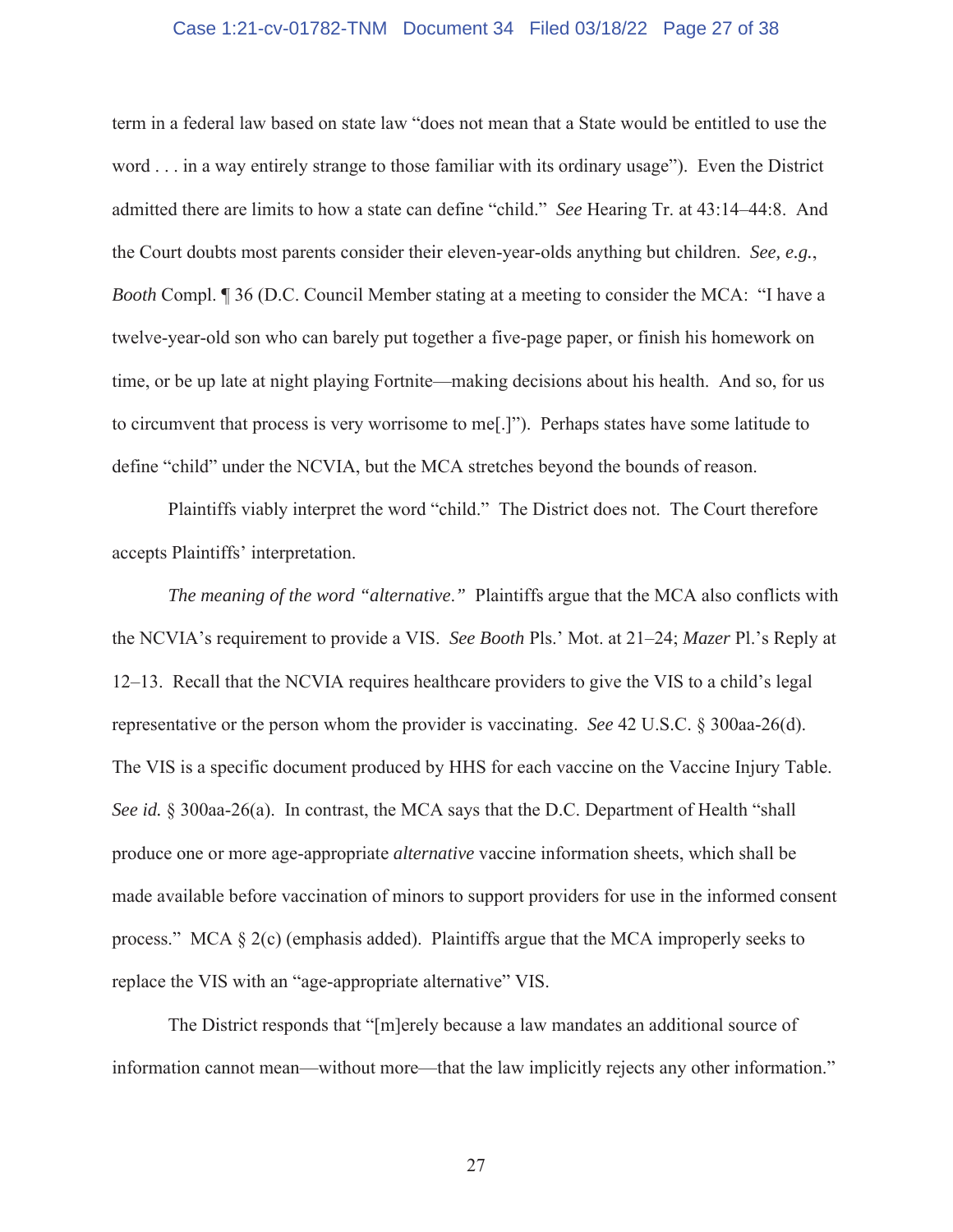term in a federal law based on state law "does not mean that a State would be entitled to use the word . . . in a way entirely strange to those familiar with its ordinary usage"). Even the District admitted there are limits to how a state can define "child." *See* Hearing Tr. at 43:14–44:8. And the Court doubts most parents consider their eleven-year-olds anything but children. *See, e.g.*, *Booth* Compl. ¶ 36 (D.C. Council Member stating at a meeting to consider the MCA: "I have a twelve-year-old son who can barely put together a five-page paper, or finish his homework on time, or be up late at night playing Fortnite—making decisions about his health. And so, for us to circumvent that process is very worrisome to me[.]"). Perhaps states have some latitude to define "child" under the NCVIA, but the MCA stretches beyond the bounds of reason.

Plaintiffs viably interpret the word "child." The District does not. The Court therefore accepts Plaintiffs' interpretation.

*The meaning of the word "alternative."* Plaintiffs argue that the MCA also conflicts with the NCVIA's requirement to provide a VIS. *See Booth* Pls.' Mot. at 21–24; *Mazer* Pl.'s Reply at 12–13. Recall that the NCVIA requires healthcare providers to give the VIS to a child's legal representative or the person whom the provider is vaccinating. *See* 42 U.S.C. § 300aa-26(d). The VIS is a specific document produced by HHS for each vaccine on the Vaccine Injury Table. *See id.* § 300aa-26(a). In contrast, the MCA says that the D.C. Department of Health "shall produce one or more age-appropriate *alternative* vaccine information sheets, which shall be made available before vaccination of minors to support providers for use in the informed consent process." MCA § 2(c) (emphasis added). Plaintiffs argue that the MCA improperly seeks to replace the VIS with an "age-appropriate alternative" VIS.

The District responds that "[m]erely because a law mandates an additional source of information cannot mean—without more—that the law implicitly rejects any other information."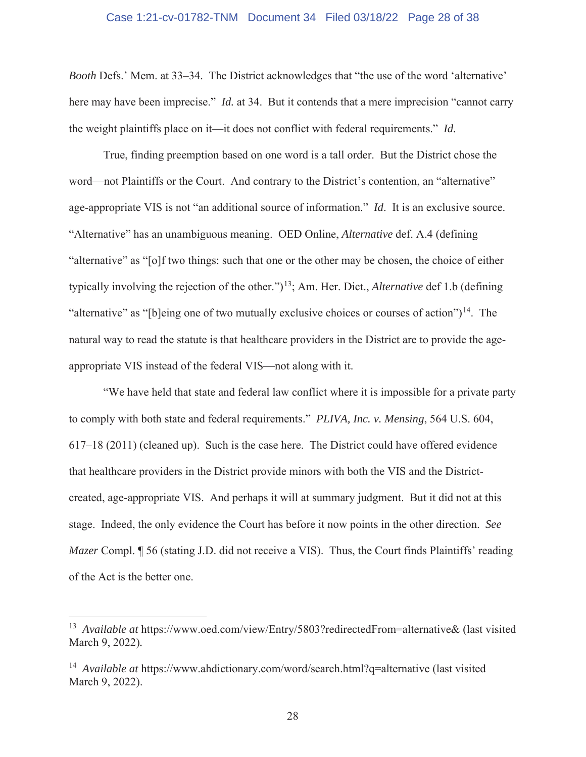*Booth* Defs.' Mem. at 33–34. The District acknowledges that "the use of the word 'alternative' here may have been imprecise." *Id.* at 34. But it contends that a mere imprecision "cannot carry the weight plaintiffs place on it—it does not conflict with federal requirements." *Id.*

True, finding preemption based on one word is a tall order. But the District chose the word—not Plaintiffs or the Court. And contrary to the District's contention, an "alternative" age-appropriate VIS is not "an additional source of information." *Id*. It is an exclusive source. "Alternative" has an unambiguous meaning. OED Online, *Alternative* def. A.4 (defining "alternative" as "[o]f two things: such that one or the other may be chosen, the choice of either typically involving the rejection of the other.")[13]; Am. Her. Dict., *Alternative* def 1.b (defining "alternative" as "[b]eing one of two mutually exclusive choices or courses of action")[14]. The natural way to read the statute is that healthcare providers in the District are to provide the age-appropriate VIS instead of the federal VIS—not along with it.

"We have held that state and federal law conflict where it is impossible for a private party to comply with both state and federal requirements." *PLIVA, Inc. v. Mensing*, 564 U.S. 604, 617–18 (2011) (cleaned up). Such is the case here. The District could have offered evidence that healthcare providers in the District provide minors with both the VIS and the District-created, age-appropriate VIS. And perhaps it will at summary judgment. But it did not at this stage. Indeed, the only evidence the Court has before it now points in the other direction. *See Mazer* Compl. ¶ 56 (stating J.D. did not receive a VIS). Thus, the Court finds Plaintiffs' reading of the Act is the better one.

---

[13] *Available at* https://www.oed.com/view/Entry/5803?redirectedFrom=alternative& (last visited March 9, 2022).

[14] *Available at* https://www.ahdictionary.com/word/search.html?q=alternative (last visited March 9, 2022).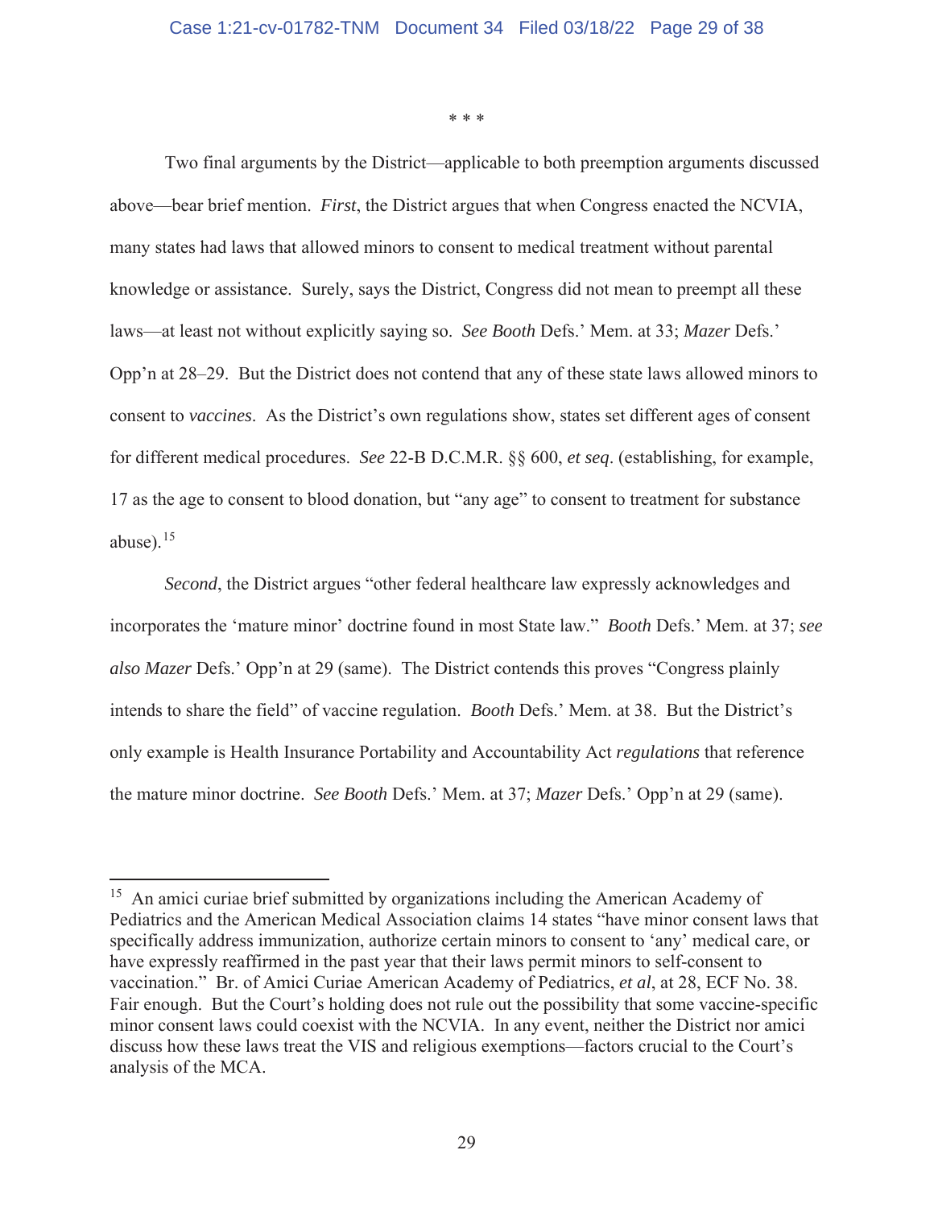\* \* \*

Two final arguments by the District—applicable to both preemption arguments discussed above—bear brief mention. *First*, the District argues that when Congress enacted the NCVIA, many states had laws that allowed minors to consent to medical treatment without parental knowledge or assistance. Surely, says the District, Congress did not mean to preempt all these laws—at least not without explicitly saying so. *See Booth* Defs.' Mem. at 33; *Mazer* Defs.' Opp'n at 28–29. But the District does not contend that any of these state laws allowed minors to consent to *vaccines*. As the District's own regulations show, states set different ages of consent for different medical procedures. *See* 22-B D.C.M.R. §§ 600, *et seq*. (establishing, for example, 17 as the age to consent to blood donation, but "any age" to consent to treatment for substance abuse).[15]

*Second*, the District argues "other federal healthcare law expressly acknowledges and incorporates the 'mature minor' doctrine found in most State law." *Booth* Defs.' Mem. at 37; *see also Mazer* Defs.' Opp'n at 29 (same). The District contends this proves "Congress plainly intends to share the field" of vaccine regulation. *Booth* Defs.' Mem. at 38. But the District's only example is Health Insurance Portability and Accountability Act *regulations* that reference the mature minor doctrine. *See Booth* Defs.' Mem. at 37; *Mazer* Defs.' Opp'n at 29 (same).

[15] An amici curiae brief submitted by organizations including the American Academy of Pediatrics and the American Medical Association claims 14 states "have minor consent laws that specifically address immunization, authorize certain minors to consent to 'any' medical care, or have expressly reaffirmed in the past year that their laws permit minors to self-consent to vaccination." Br. of Amici Curiae American Academy of Pediatrics, *et al*, at 28, ECF No. 38. Fair enough. But the Court's holding does not rule out the possibility that some vaccine-specific minor consent laws could coexist with the NCVIA. In any event, neither the District nor amici discuss how these laws treat the VIS and religious exemptions—factors crucial to the Court's analysis of the MCA.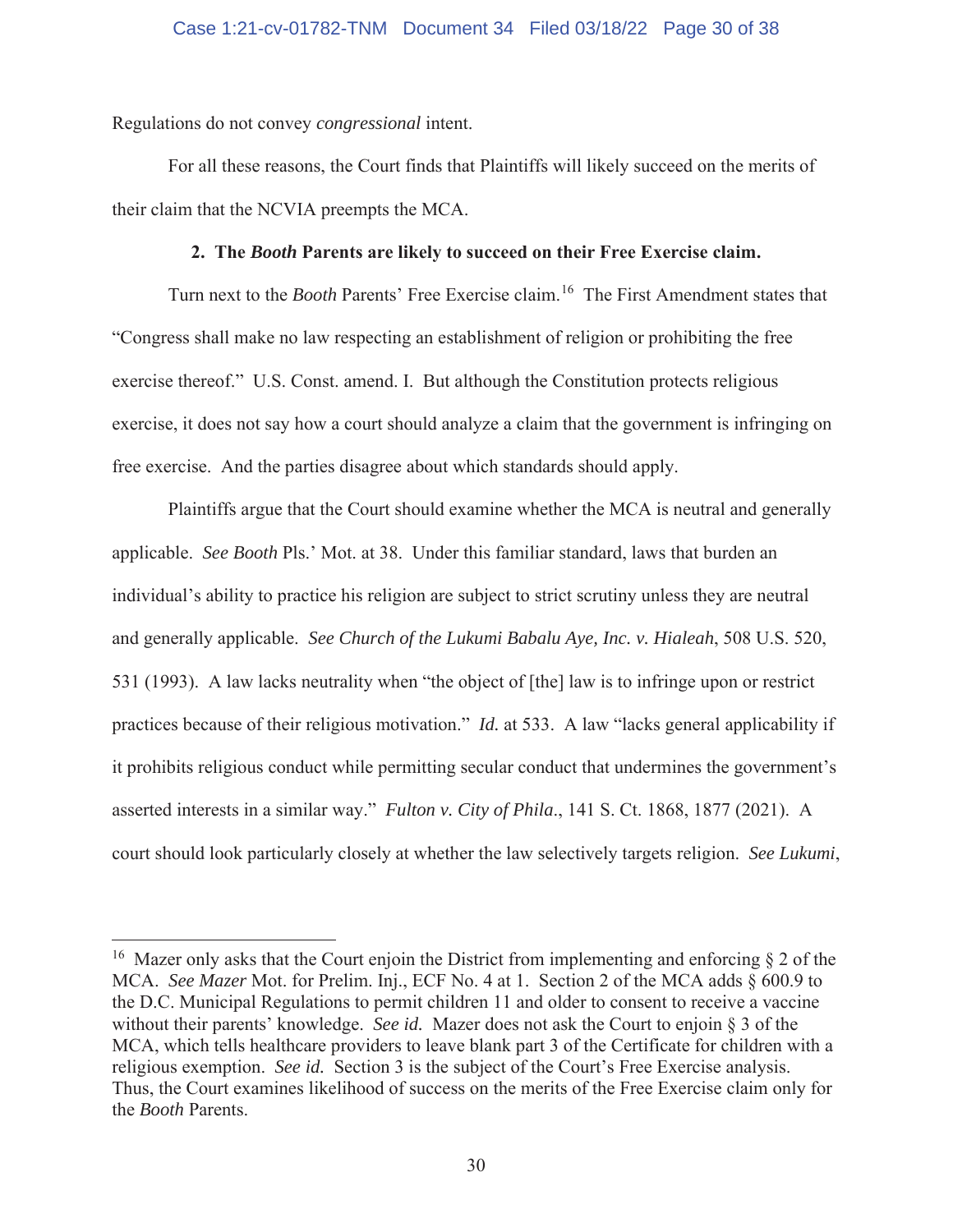Regulations do not convey *congressional* intent.

For all these reasons, the Court finds that Plaintiffs will likely succeed on the merits of their claim that the NCVIA preempts the MCA.

**2. The *Booth* Parents are likely to succeed on their Free Exercise claim.**

Turn next to the *Booth* Parents' Free Exercise claim.[16] The First Amendment states that "Congress shall make no law respecting an establishment of religion or prohibiting the free exercise thereof." U.S. Const. amend. I. But although the Constitution protects religious exercise, it does not say how a court should analyze a claim that the government is infringing on free exercise. And the parties disagree about which standards should apply.

Plaintiffs argue that the Court should examine whether the MCA is neutral and generally applicable. *See Booth* Pls.' Mot. at 38. Under this familiar standard, laws that burden an individual's ability to practice his religion are subject to strict scrutiny unless they are neutral and generally applicable. *See Church of the Lukumi Babalu Aye, Inc. v. Hialeah*, 508 U.S. 520, 531 (1993). A law lacks neutrality when "the object of [the] law is to infringe upon or restrict practices because of their religious motivation." *Id.* at 533. A law "lacks general applicability if it prohibits religious conduct while permitting secular conduct that undermines the government's asserted interests in a similar way." *Fulton v. City of Phila.*, 141 S. Ct. 1868, 1877 (2021). A court should look particularly closely at whether the law selectively targets religion. *See Lukumi*,

---

[16] Mazer only asks that the Court enjoin the District from implementing and enforcing § 2 of the MCA. *See Mazer* Mot. for Prelim. Inj., ECF No. 4 at 1. Section 2 of the MCA adds § 600.9 to the D.C. Municipal Regulations to permit children 11 and older to consent to receive a vaccine without their parents' knowledge. *See id.* Mazer does not ask the Court to enjoin § 3 of the MCA, which tells healthcare providers to leave blank part 3 of the Certificate for children with a religious exemption. *See id.* Section 3 is the subject of the Court's Free Exercise analysis. Thus, the Court examines likelihood of success on the merits of the Free Exercise claim only for the *Booth* Parents.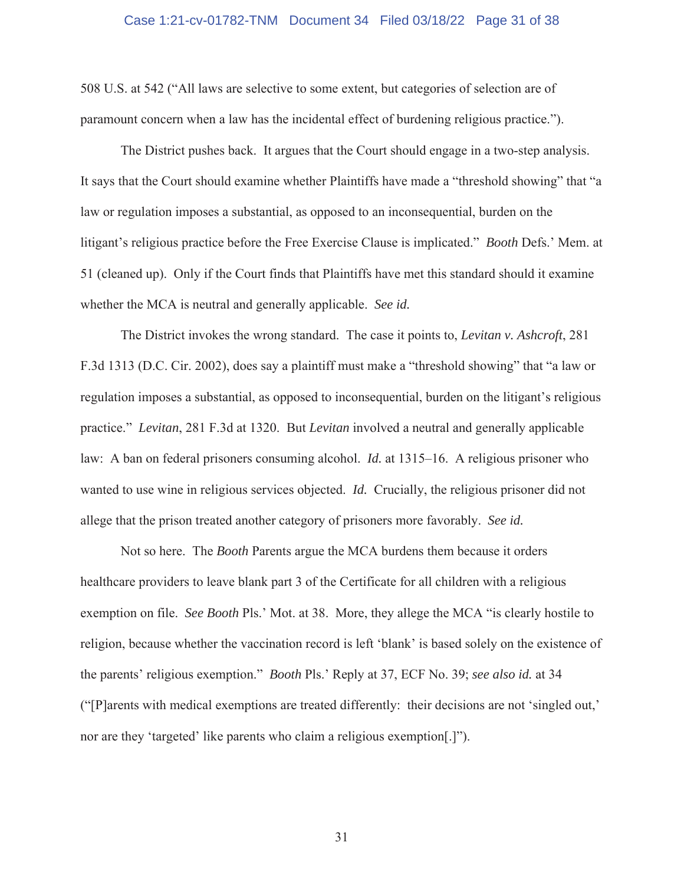508 U.S. at 542 ("All laws are selective to some extent, but categories of selection are of paramount concern when a law has the incidental effect of burdening religious practice.").

The District pushes back. It argues that the Court should engage in a two-step analysis. It says that the Court should examine whether Plaintiffs have made a "threshold showing" that "a law or regulation imposes a substantial, as opposed to an inconsequential, burden on the litigant's religious practice before the Free Exercise Clause is implicated." *Booth* Defs.' Mem. at 51 (cleaned up). Only if the Court finds that Plaintiffs have met this standard should it examine whether the MCA is neutral and generally applicable. *See id.*

The District invokes the wrong standard. The case it points to, *Levitan v. Ashcroft*, 281 F.3d 1313 (D.C. Cir. 2002), does say a plaintiff must make a "threshold showing" that "a law or regulation imposes a substantial, as opposed to inconsequential, burden on the litigant's religious practice." *Levitan*, 281 F.3d at 1320. But *Levitan* involved a neutral and generally applicable law: A ban on federal prisoners consuming alcohol. *Id.* at 1315–16. A religious prisoner who wanted to use wine in religious services objected. *Id.* Crucially, the religious prisoner did not allege that the prison treated another category of prisoners more favorably. *See id.*

Not so here. The *Booth* Parents argue the MCA burdens them because it orders healthcare providers to leave blank part 3 of the Certificate for all children with a religious exemption on file. *See Booth* Pls.' Mot. at 38. More, they allege the MCA "is clearly hostile to religion, because whether the vaccination record is left 'blank' is based solely on the existence of the parents' religious exemption." *Booth* Pls.' Reply at 37, ECF No. 39; *see also id.* at 34 ("[P]arents with medical exemptions are treated differently: their decisions are not 'singled out,' nor are they 'targeted' like parents who claim a religious exemption[.]").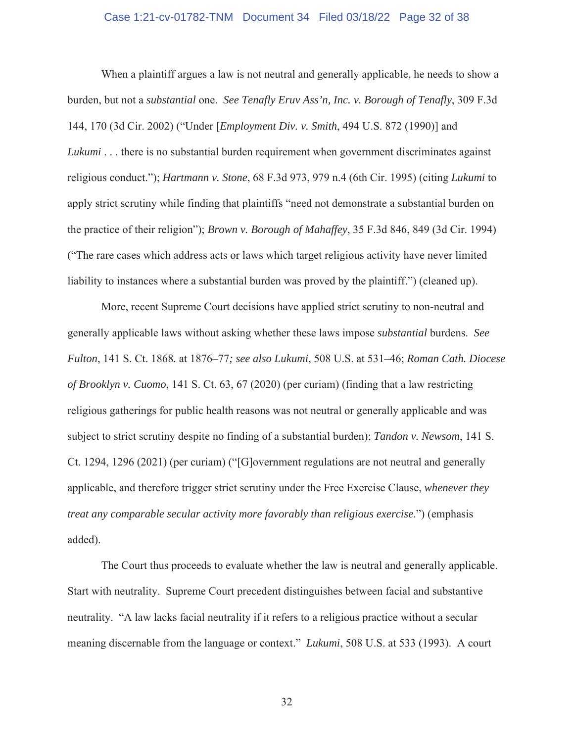When a plaintiff argues a law is not neutral and generally applicable, he needs to show a burden, but not a *substantial* one. *See Tenafly Eruv Ass'n, Inc. v. Borough of Tenafly*, 309 F.3d 144, 170 (3d Cir. 2002) ("Under [*Employment Div. v. Smith*, 494 U.S. 872 (1990)] and *Lukumi* . . . there is no substantial burden requirement when government discriminates against religious conduct."); *Hartmann v. Stone*, 68 F.3d 973, 979 n.4 (6th Cir. 1995) (citing *Lukumi* to apply strict scrutiny while finding that plaintiffs "need not demonstrate a substantial burden on the practice of their religion"); *Brown v. Borough of Mahaffey*, 35 F.3d 846, 849 (3d Cir. 1994) ("The rare cases which address acts or laws which target religious activity have never limited liability to instances where a substantial burden was proved by the plaintiff.") (cleaned up).

More, recent Supreme Court decisions have applied strict scrutiny to non-neutral and generally applicable laws without asking whether these laws impose *substantial* burdens. *See Fulton*, 141 S. Ct. 1868. at 1876–77*; see also Lukumi*, 508 U.S. at 531–46; *Roman Cath. Diocese of Brooklyn v. Cuomo*, 141 S. Ct. 63, 67 (2020) (per curiam) (finding that a law restricting religious gatherings for public health reasons was not neutral or generally applicable and was subject to strict scrutiny despite no finding of a substantial burden); *Tandon v. Newsom*, 141 S. Ct. 1294, 1296 (2021) (per curiam) ("[G]overnment regulations are not neutral and generally applicable, and therefore trigger strict scrutiny under the Free Exercise Clause, *whenever they treat any comparable secular activity more favorably than religious exercise*.") (emphasis added).

The Court thus proceeds to evaluate whether the law is neutral and generally applicable. Start with neutrality. Supreme Court precedent distinguishes between facial and substantive neutrality. "A law lacks facial neutrality if it refers to a religious practice without a secular meaning discernable from the language or context." *Lukumi*, 508 U.S. at 533 (1993). A court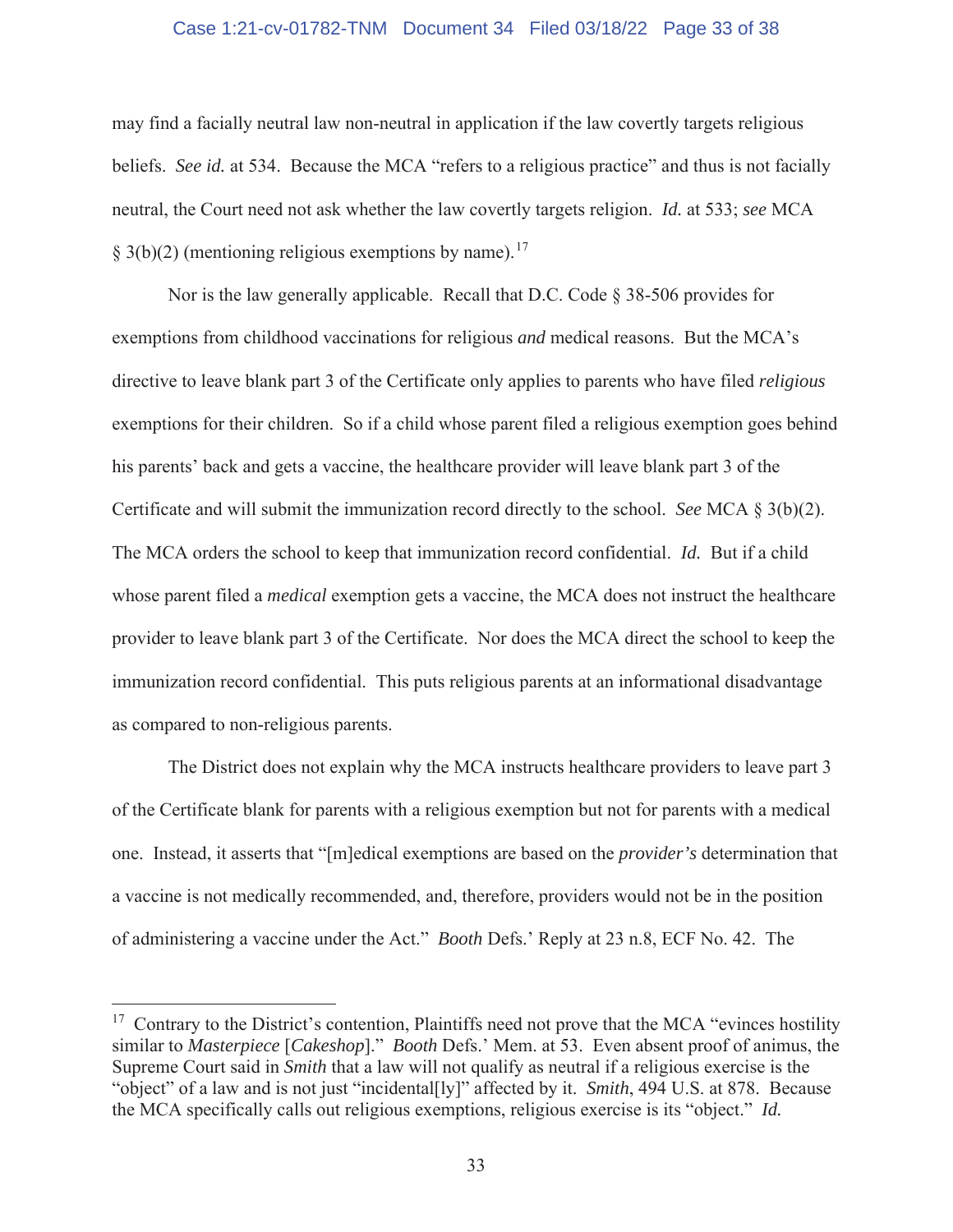may find a facially neutral law non-neutral in application if the law covertly targets religious beliefs. *See id.* at 534. Because the MCA "refers to a religious practice" and thus is not facially neutral, the Court need not ask whether the law covertly targets religion. *Id.* at 533; *see* MCA § 3(b)(2) (mentioning religious exemptions by name).[17]

Nor is the law generally applicable. Recall that D.C. Code § 38-506 provides for exemptions from childhood vaccinations for religious *and* medical reasons. But the MCA's directive to leave blank part 3 of the Certificate only applies to parents who have filed *religious* exemptions for their children. So if a child whose parent filed a religious exemption goes behind his parents' back and gets a vaccine, the healthcare provider will leave blank part 3 of the Certificate and will submit the immunization record directly to the school. *See* MCA § 3(b)(2). The MCA orders the school to keep that immunization record confidential. *Id.* But if a child whose parent filed a *medical* exemption gets a vaccine, the MCA does not instruct the healthcare provider to leave blank part 3 of the Certificate. Nor does the MCA direct the school to keep the immunization record confidential. This puts religious parents at an informational disadvantage as compared to non-religious parents.

The District does not explain why the MCA instructs healthcare providers to leave part 3 of the Certificate blank for parents with a religious exemption but not for parents with a medical one. Instead, it asserts that "[m]edical exemptions are based on the *provider's* determination that a vaccine is not medically recommended, and, therefore, providers would not be in the position of administering a vaccine under the Act." *Booth* Defs.' Reply at 23 n.8, ECF No. 42. The

---

[17] Contrary to the District's contention, Plaintiffs need not prove that the MCA "evinces hostility similar to *Masterpiece* [*Cakeshop*]." *Booth* Defs.' Mem. at 53. Even absent proof of animus, the Supreme Court said in *Smith* that a law will not qualify as neutral if a religious exercise is the "object" of a law and is not just "incidental[ly]" affected by it. *Smith*, 494 U.S. at 878. Because the MCA specifically calls out religious exemptions, religious exercise is its "object." *Id.*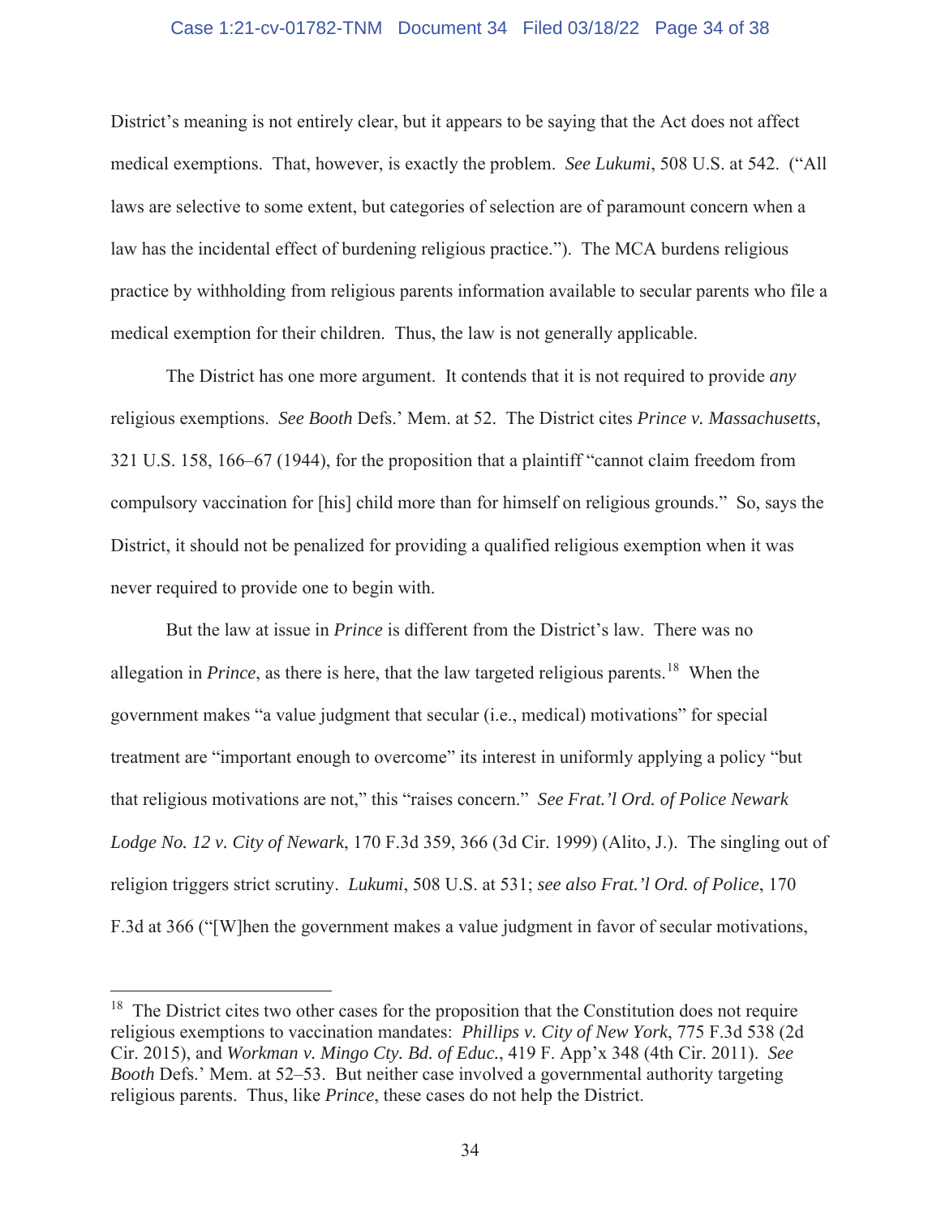District's meaning is not entirely clear, but it appears to be saying that the Act does not affect medical exemptions. That, however, is exactly the problem. *See Lukumi*, 508 U.S. at 542. ("All laws are selective to some extent, but categories of selection are of paramount concern when a law has the incidental effect of burdening religious practice."). The MCA burdens religious practice by withholding from religious parents information available to secular parents who file a medical exemption for their children. Thus, the law is not generally applicable.

The District has one more argument. It contends that it is not required to provide *any* religious exemptions. *See Booth* Defs.' Mem. at 52. The District cites *Prince v. Massachusetts*, 321 U.S. 158, 166–67 (1944), for the proposition that a plaintiff "cannot claim freedom from compulsory vaccination for [his] child more than for himself on religious grounds." So, says the District, it should not be penalized for providing a qualified religious exemption when it was never required to provide one to begin with.

But the law at issue in *Prince* is different from the District's law. There was no allegation in *Prince*, as there is here, that the law targeted religious parents.[18] When the government makes "a value judgment that secular (i.e., medical) motivations" for special treatment are "important enough to overcome" its interest in uniformly applying a policy "but that religious motivations are not," this "raises concern." *See Frat.'l Ord. of Police Newark Lodge No. 12 v. City of Newark*, 170 F.3d 359, 366 (3d Cir. 1999) (Alito, J.). The singling out of religion triggers strict scrutiny. *Lukumi*, 508 U.S. at 531; *see also Frat.'l Ord. of Police*, 170 F.3d at 366 ("[W]hen the government makes a value judgment in favor of secular motivations,

---

[18] The District cites two other cases for the proposition that the Constitution does not require religious exemptions to vaccination mandates: *Phillips v. City of New York*, 775 F.3d 538 (2d Cir. 2015), and *Workman v. Mingo Cty. Bd. of Educ.*, 419 F. App'x 348 (4th Cir. 2011). *See Booth* Defs.' Mem. at 52–53. But neither case involved a governmental authority targeting religious parents. Thus, like *Prince*, these cases do not help the District.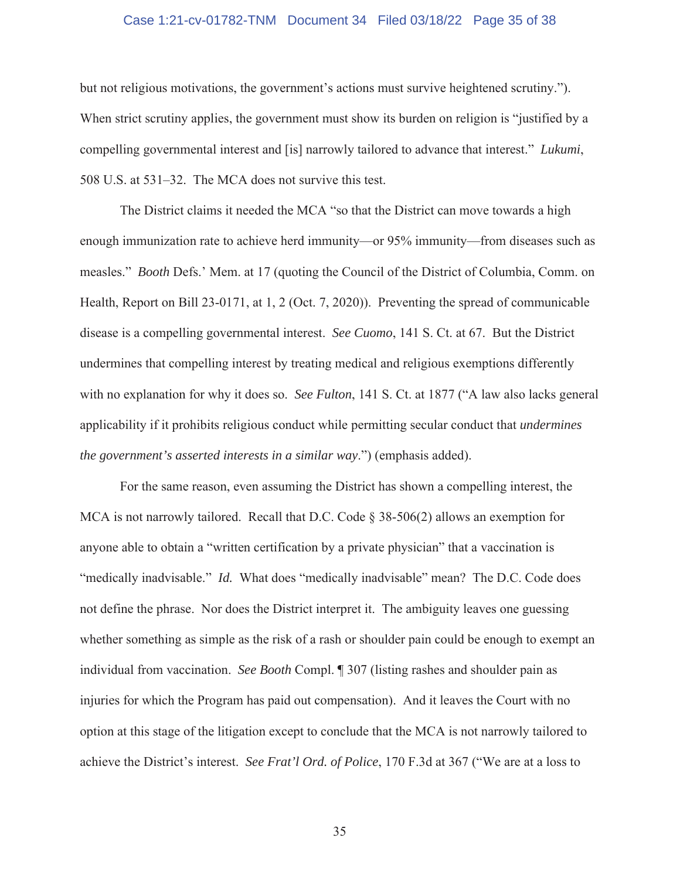but not religious motivations, the government's actions must survive heightened scrutiny."). When strict scrutiny applies, the government must show its burden on religion is "justified by a compelling governmental interest and [is] narrowly tailored to advance that interest." *Lukumi*, 508 U.S. at 531–32. The MCA does not survive this test.

The District claims it needed the MCA "so that the District can move towards a high enough immunization rate to achieve herd immunity—or 95% immunity—from diseases such as measles." *Booth* Defs.' Mem. at 17 (quoting the Council of the District of Columbia, Comm. on Health, Report on Bill 23-0171, at 1, 2 (Oct. 7, 2020)). Preventing the spread of communicable disease is a compelling governmental interest. *See Cuomo*, 141 S. Ct. at 67. But the District undermines that compelling interest by treating medical and religious exemptions differently with no explanation for why it does so. *See Fulton*, 141 S. Ct. at 1877 ("A law also lacks general applicability if it prohibits religious conduct while permitting secular conduct that *undermines the government's asserted interests in a similar way*.") (emphasis added).

For the same reason, even assuming the District has shown a compelling interest, the MCA is not narrowly tailored. Recall that D.C. Code § 38-506(2) allows an exemption for anyone able to obtain a "written certification by a private physician" that a vaccination is "medically inadvisable." *Id.* What does "medically inadvisable" mean? The D.C. Code does not define the phrase. Nor does the District interpret it. The ambiguity leaves one guessing whether something as simple as the risk of a rash or shoulder pain could be enough to exempt an individual from vaccination. *See Booth* Compl. ¶ 307 (listing rashes and shoulder pain as injuries for which the Program has paid out compensation). And it leaves the Court with no option at this stage of the litigation except to conclude that the MCA is not narrowly tailored to achieve the District's interest. *See Frat'l Ord. of Police*, 170 F.3d at 367 ("We are at a loss to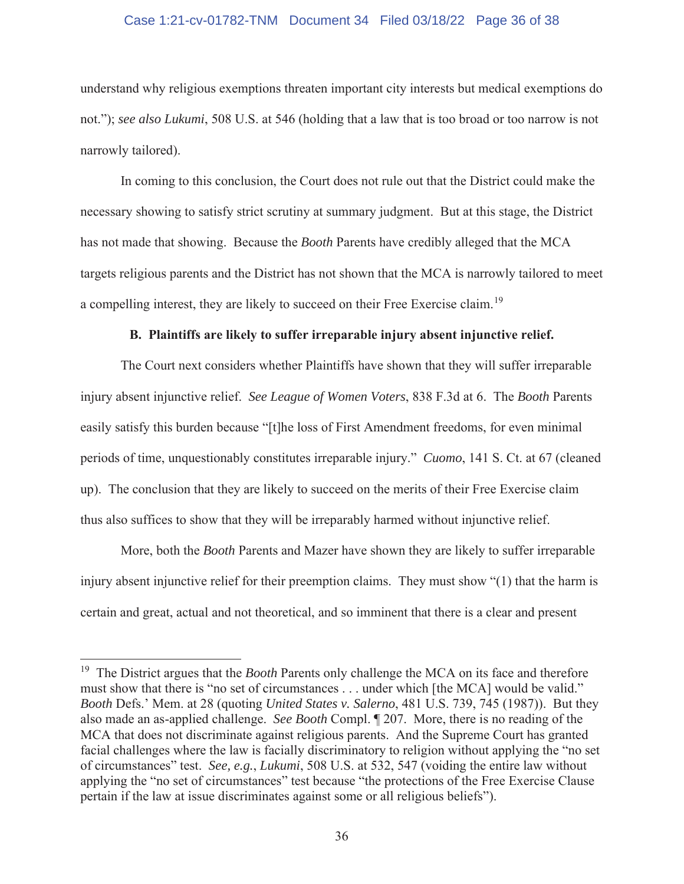understand why religious exemptions threaten important city interests but medical exemptions do not."); *see also Lukumi*, 508 U.S. at 546 (holding that a law that is too broad or too narrow is not narrowly tailored).

In coming to this conclusion, the Court does not rule out that the District could make the necessary showing to satisfy strict scrutiny at summary judgment. But at this stage, the District has not made that showing. Because the *Booth* Parents have credibly alleged that the MCA targets religious parents and the District has not shown that the MCA is narrowly tailored to meet a compelling interest, they are likely to succeed on their Free Exercise claim.[19]

**B. Plaintiffs are likely to suffer irreparable injury absent injunctive relief.**

The Court next considers whether Plaintiffs have shown that they will suffer irreparable injury absent injunctive relief. *See League of Women Voters*, 838 F.3d at 6. The *Booth* Parents easily satisfy this burden because "[t]he loss of First Amendment freedoms, for even minimal periods of time, unquestionably constitutes irreparable injury." *Cuomo*, 141 S. Ct. at 67 (cleaned up). The conclusion that they are likely to succeed on the merits of their Free Exercise claim thus also suffices to show that they will be irreparably harmed without injunctive relief.

More, both the *Booth* Parents and Mazer have shown they are likely to suffer irreparable injury absent injunctive relief for their preemption claims. They must show "(1) that the harm is certain and great, actual and not theoretical, and so imminent that there is a clear and present

---

[19] The District argues that the *Booth* Parents only challenge the MCA on its face and therefore must show that there is "no set of circumstances . . . under which [the MCA] would be valid." *Booth* Defs.' Mem. at 28 (quoting *United States v. Salerno*, 481 U.S. 739, 745 (1987)). But they also made an as-applied challenge. *See Booth* Compl. ¶ 207. More, there is no reading of the MCA that does not discriminate against religious parents. And the Supreme Court has granted facial challenges where the law is facially discriminatory to religion without applying the "no set of circumstances" test. *See, e.g.*, *Lukumi*, 508 U.S. at 532, 547 (voiding the entire law without applying the "no set of circumstances" test because "the protections of the Free Exercise Clause pertain if the law at issue discriminates against some or all religious beliefs").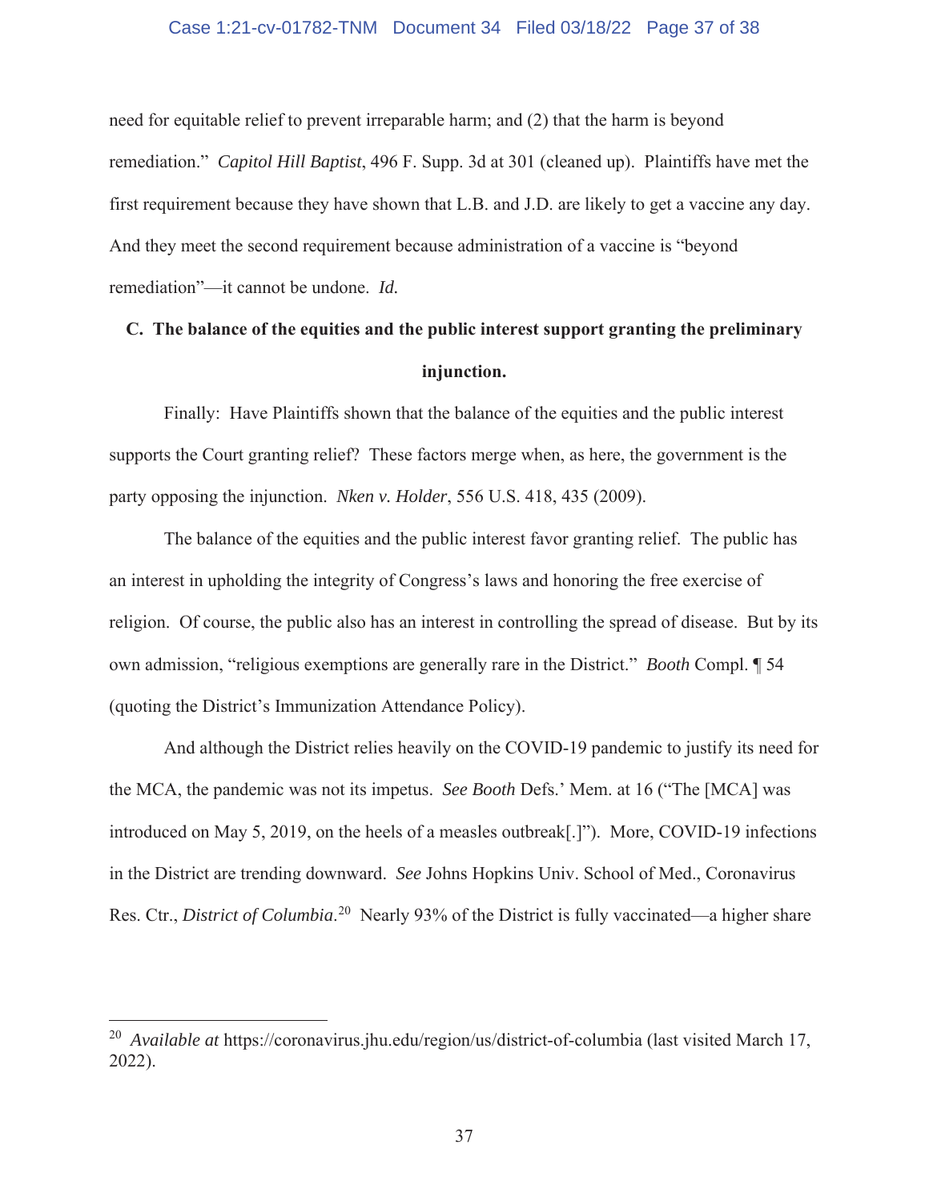need for equitable relief to prevent irreparable harm; and (2) that the harm is beyond remediation." *Capitol Hill Baptist*, 496 F. Supp. 3d at 301 (cleaned up). Plaintiffs have met the first requirement because they have shown that L.B. and J.D. are likely to get a vaccine any day. And they meet the second requirement because administration of a vaccine is "beyond remediation"—it cannot be undone. *Id.*

### C. The balance of the equities and the public interest support granting the preliminary injunction.

Finally: Have Plaintiffs shown that the balance of the equities and the public interest supports the Court granting relief? These factors merge when, as here, the government is the party opposing the injunction. *Nken v. Holder*, 556 U.S. 418, 435 (2009).

The balance of the equities and the public interest favor granting relief. The public has an interest in upholding the integrity of Congress's laws and honoring the free exercise of religion. Of course, the public also has an interest in controlling the spread of disease. But by its own admission, "religious exemptions are generally rare in the District." *Booth* Compl. ¶ 54 (quoting the District's Immunization Attendance Policy).

And although the District relies heavily on the COVID-19 pandemic to justify its need for the MCA, the pandemic was not its impetus. *See Booth* Defs.' Mem. at 16 ("The [MCA] was introduced on May 5, 2019, on the heels of a measles outbreak[.]"). More, COVID-19 infections in the District are trending downward. *See* Johns Hopkins Univ. School of Med., Coronavirus Res. Ctr., *District of Columbia*.[20] Nearly 93% of the District is fully vaccinated—a higher share

[20] *Available at* https://coronavirus.jhu.edu/region/us/district-of-columbia (last visited March 17, 2022).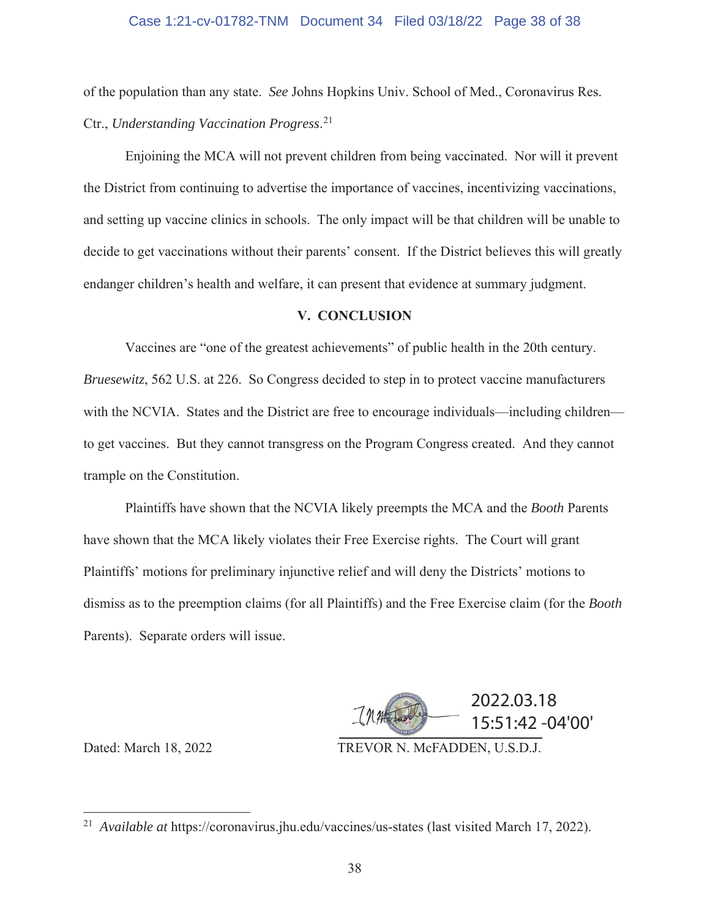of the population than any state. *See* Johns Hopkins Univ. School of Med., Coronavirus Res. Ctr., *Understanding Vaccination Progress*.[21]

Enjoining the MCA will not prevent children from being vaccinated. Nor will it prevent the District from continuing to advertise the importance of vaccines, incentivizing vaccinations, and setting up vaccine clinics in schools. The only impact will be that children will be unable to decide to get vaccinations without their parents' consent. If the District believes this will greatly endanger children's health and welfare, it can present that evidence at summary judgment.

## V. CONCLUSION

Vaccines are "one of the greatest achievements" of public health in the 20th century. *Bruesewitz*, 562 U.S. at 226. So Congress decided to step in to protect vaccine manufacturers with the NCVIA. States and the District are free to encourage individuals—including children—to get vaccines. But they cannot transgress on the Program Congress created. And they cannot trample on the Constitution.

Plaintiffs have shown that the NCVIA likely preempts the MCA and the *Booth* Parents have shown that the MCA likely violates their Free Exercise rights. The Court will grant Plaintiffs' motions for preliminary injunctive relief and will deny the Districts' motions to dismiss as to the preemption claims (for all Plaintiffs) and the Free Exercise claim (for the *Booth* Parents). Separate orders will issue.

2022.03.18
15:51:42 -04'00'

Dated: March 18, 2022

TREVOR N. McFADDEN, U.S.D.J.

---

[21] *Available at* https://coronavirus.jhu.edu/vaccines/us-states (last visited March 17, 2022).